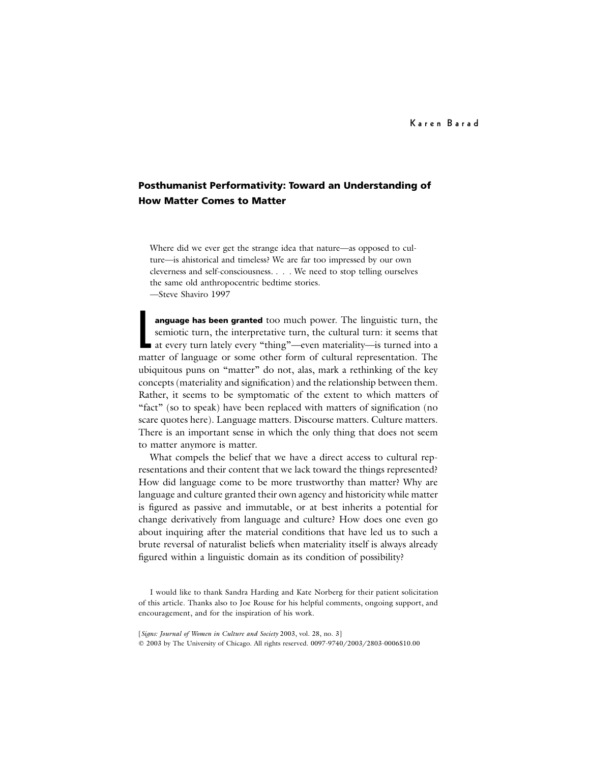Karen Barad

# Posthumanist Performativity: Toward an Understanding of How Matter Comes to Matter

> Where did we ever get the strange idea that nature—as opposed to culture—is ahistorical and timeless? We are far too impressed by our own cleverness and self-consciousness. . . . We need to stop telling ourselves the same old anthropocentric bedtime stories.
> —Steve Shaviro 1997

**Language has been granted** too much power. The linguistic turn, the semiotic turn, the interpretative turn, the cultural turn: it seems that at every turn lately every "thing"—even materiality—is turned into a matter of language or some other form of cultural representation. The ubiquitous puns on "matter" do not, alas, mark a rethinking of the key concepts (materiality and signification) and the relationship between them. Rather, it seems to be symptomatic of the extent to which matters of "fact" (so to speak) have been replaced with matters of signification (no scare quotes here). Language matters. Discourse matters. Culture matters. There is an important sense in which the only thing that does not seem to matter anymore is matter.

What compels the belief that we have a direct access to cultural representations and their content that we lack toward the things represented? How did language come to be more trustworthy than matter? Why are language and culture granted their own agency and historicity while matter is figured as passive and immutable, or at best inherits a potential for change derivatively from language and culture? How does one even go about inquiring after the material conditions that have led us to such a brute reversal of naturalist beliefs when materiality itself is always already figured within a linguistic domain as its condition of possibility?

I would like to thank Sandra Harding and Kate Norberg for their patient solicitation of this article. Thanks also to Joe Rouse for his helpful comments, ongoing support, and encouragement, and for the inspiration of his work.

[*Signs: Journal of Women in Culture and Society* 2003, vol. 28, no. 3]
© 2003 by The University of Chicago. All rights reserved. 0097-9740/2003/2803-0006$10.00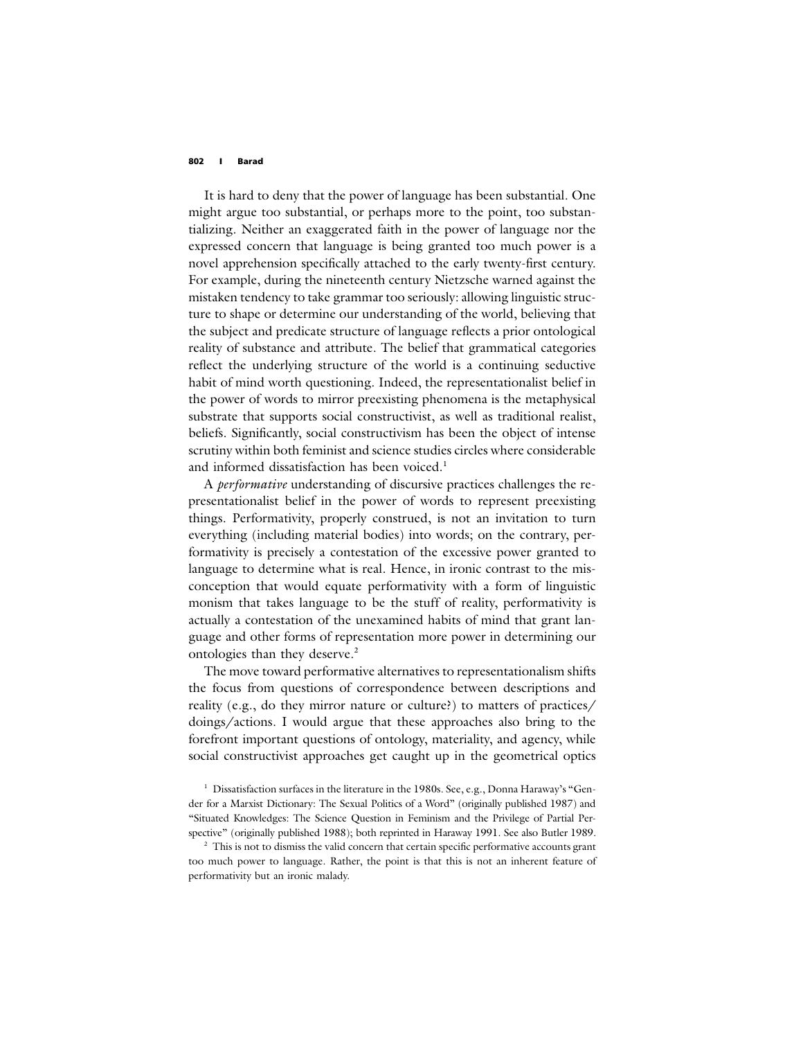It is hard to deny that the power of language has been substantial. One might argue too substantial, or perhaps more to the point, too substantializing. Neither an exaggerated faith in the power of language nor the expressed concern that language is being granted too much power is a novel apprehension specifically attached to the early twenty-first century. For example, during the nineteenth century Nietzsche warned against the mistaken tendency to take grammar too seriously: allowing linguistic structure to shape or determine our understanding of the world, believing that the subject and predicate structure of language reflects a prior ontological reality of substance and attribute. The belief that grammatical categories reflect the underlying structure of the world is a continuing seductive habit of mind worth questioning. Indeed, the representationalist belief in the power of words to mirror preexisting phenomena is the metaphysical substrate that supports social constructivist, as well as traditional realist, beliefs. Significantly, social constructivism has been the object of intense scrutiny within both feminist and science studies circles where considerable and informed dissatisfaction has been voiced.[1]

A *performative* understanding of discursive practices challenges the representationalist belief in the power of words to represent preexisting things. Performativity, properly construed, is not an invitation to turn everything (including material bodies) into words; on the contrary, performativity is precisely a contestation of the excessive power granted to language to determine what is real. Hence, in ironic contrast to the misconception that would equate performativity with a form of linguistic monism that takes language to be the stuff of reality, performativity is actually a contestation of the unexamined habits of mind that grant language and other forms of representation more power in determining our ontologies than they deserve.[2]

The move toward performative alternatives to representationalism shifts the focus from questions of correspondence between descriptions and reality (e.g., do they mirror nature or culture?) to matters of practices/doings/actions. I would argue that these approaches also bring to the forefront important questions of ontology, materiality, and agency, while social constructivist approaches get caught up in the geometrical optics

[1] Dissatisfaction surfaces in the literature in the 1980s. See, e.g., Donna Haraway's "Gender for a Marxist Dictionary: The Sexual Politics of a Word" (originally published 1987) and "Situated Knowledges: The Science Question in Feminism and the Privilege of Partial Perspective" (originally published 1988); both reprinted in Haraway 1991. See also Butler 1989.

[2] This is not to dismiss the valid concern that certain specific performative accounts grant too much power to language. Rather, the point is that this is not an inherent feature of performativity but an ironic malady.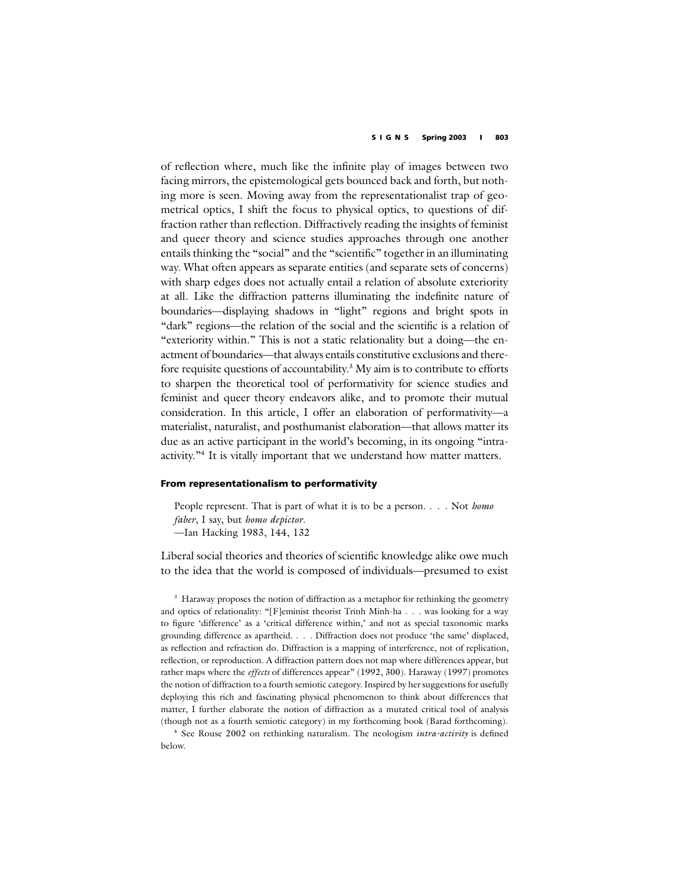of reflection where, much like the infinite play of images between two facing mirrors, the epistemological gets bounced back and forth, but nothing more is seen. Moving away from the representationalist trap of geometrical optics, I shift the focus to physical optics, to questions of diffraction rather than reflection. Diffractively reading the insights of feminist and queer theory and science studies approaches through one another entails thinking the "social" and the "scientific" together in an illuminating way. What often appears as separate entities (and separate sets of concerns) with sharp edges does not actually entail a relation of absolute exteriority at all. Like the diffraction patterns illuminating the indefinite nature of boundaries—displaying shadows in "light" regions and bright spots in "dark" regions—the relation of the social and the scientific is a relation of "exteriority within." This is not a static relationality but a doing—the enactment of boundaries—that always entails constitutive exclusions and therefore requisite questions of accountability.[3] My aim is to contribute to efforts to sharpen the theoretical tool of performativity for science studies and feminist and queer theory endeavors alike, and to promote their mutual consideration. In this article, I offer an elaboration of performativity—a materialist, naturalist, and posthumanist elaboration—that allows matter its due as an active participant in the world's becoming, in its ongoing "intra-activity."[4] It is vitally important that we understand how matter matters.

## From representationalism to performativity

> People represent. That is part of what it is to be a person. . . . Not *homo faber*, I say, but *homo depictor*.
> —Ian Hacking 1983, 144, 132

Liberal social theories and theories of scientific knowledge alike owe much to the idea that the world is composed of individuals—presumed to exist

[3] Haraway proposes the notion of diffraction as a metaphor for rethinking the geometry and optics of relationality: "[F]eminist theorist Trinh Minh-ha . . . was looking for a way to figure 'difference' as a 'critical difference within,' and not as special taxonomic marks grounding difference as apartheid. . . . Diffraction does not produce 'the same' displaced, as reflection and refraction do. Diffraction is a mapping of interference, not of replication, reflection, or reproduction. A diffraction pattern does not map where differences appear, but rather maps where the *effects* of differences appear" (1992, 300). Haraway (1997) promotes the notion of diffraction to a fourth semiotic category. Inspired by her suggestions for usefully deploying this rich and fascinating physical phenomenon to think about differences that matter, I further elaborate the notion of diffraction as a mutated critical tool of analysis (though not as a fourth semiotic category) in my forthcoming book (Barad forthcoming).

[4] See Rouse 2002 on rethinking naturalism. The neologism *intra-activity* is defined below.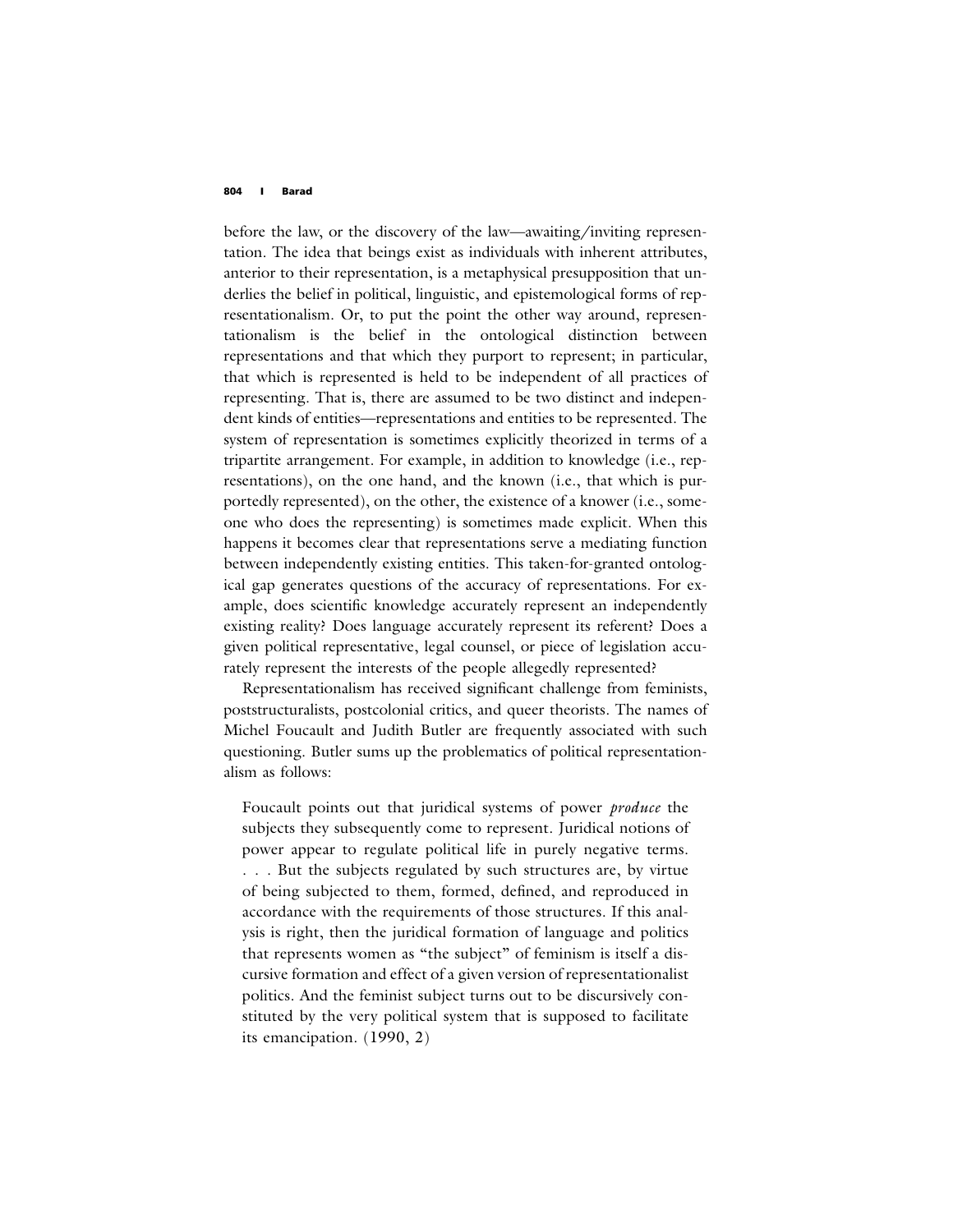before the law, or the discovery of the law—awaiting/inviting representation. The idea that beings exist as individuals with inherent attributes, anterior to their representation, is a metaphysical presupposition that underlies the belief in political, linguistic, and epistemological forms of representationalism. Or, to put the point the other way around, representationalism is the belief in the ontological distinction between representations and that which they purport to represent; in particular, that which is represented is held to be independent of all practices of representing. That is, there are assumed to be two distinct and independent kinds of entities—representations and entities to be represented. The system of representation is sometimes explicitly theorized in terms of a tripartite arrangement. For example, in addition to knowledge (i.e., representations), on the one hand, and the known (i.e., that which is purportedly represented), on the other, the existence of a knower (i.e., someone who does the representing) is sometimes made explicit. When this happens it becomes clear that representations serve a mediating function between independently existing entities. This taken-for-granted ontological gap generates questions of the accuracy of representations. For example, does scientific knowledge accurately represent an independently existing reality? Does language accurately represent its referent? Does a given political representative, legal counsel, or piece of legislation accurately represent the interests of the people allegedly represented?

Representationalism has received significant challenge from feminists, poststructuralists, postcolonial critics, and queer theorists. The names of Michel Foucault and Judith Butler are frequently associated with such questioning. Butler sums up the problematics of political representationalism as follows:

> Foucault points out that juridical systems of power *produce* the subjects they subsequently come to represent. Juridical notions of power appear to regulate political life in purely negative terms. . . . But the subjects regulated by such structures are, by virtue of being subjected to them, formed, defined, and reproduced in accordance with the requirements of those structures. If this analysis is right, then the juridical formation of language and politics that represents women as "the subject" of feminism is itself a discursive formation and effect of a given version of representationalist politics. And the feminist subject turns out to be discursively constituted by the very political system that is supposed to facilitate its emancipation. (1990, 2)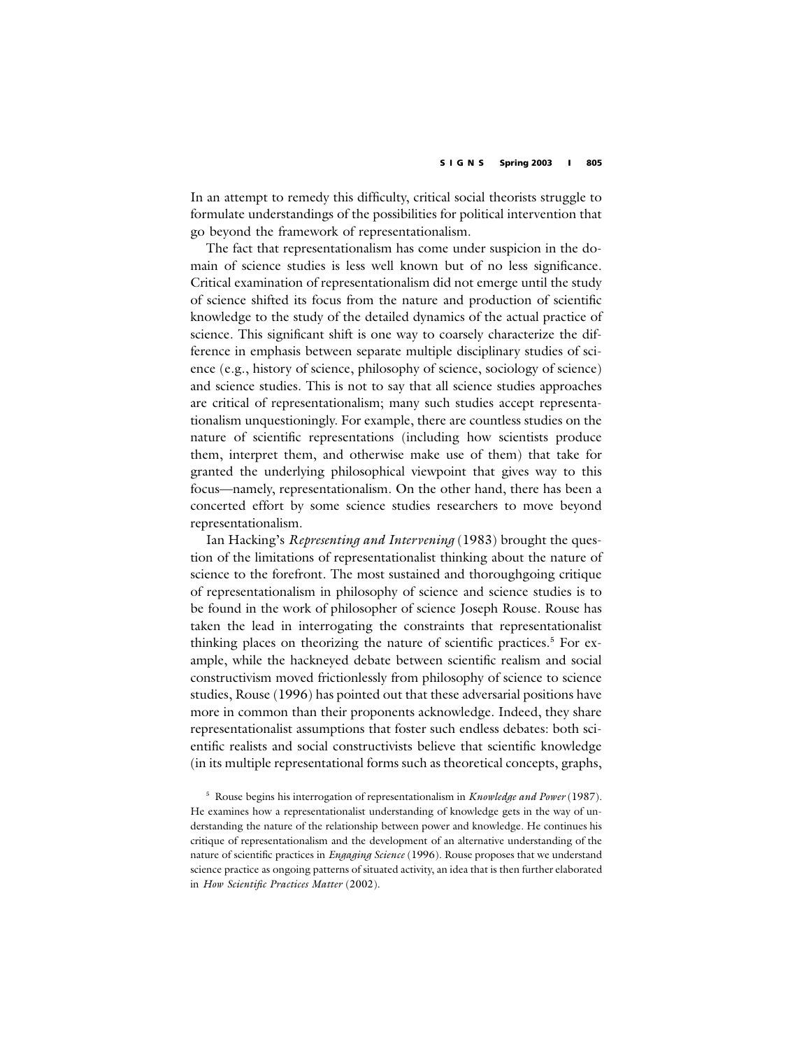In an attempt to remedy this difficulty, critical social theorists struggle to formulate understandings of the possibilities for political intervention that go beyond the framework of representationalism.

The fact that representationalism has come under suspicion in the domain of science studies is less well known but of no less significance. Critical examination of representationalism did not emerge until the study of science shifted its focus from the nature and production of scientific knowledge to the study of the detailed dynamics of the actual practice of science. This significant shift is one way to coarsely characterize the difference in emphasis between separate multiple disciplinary studies of science (e.g., history of science, philosophy of science, sociology of science) and science studies. This is not to say that all science studies approaches are critical of representationalism; many such studies accept representationalism unquestioningly. For example, there are countless studies on the nature of scientific representations (including how scientists produce them, interpret them, and otherwise make use of them) that take for granted the underlying philosophical viewpoint that gives way to this focus—namely, representationalism. On the other hand, there has been a concerted effort by some science studies researchers to move beyond representationalism.

Ian Hacking's *Representing and Intervening* (1983) brought the question of the limitations of representationalist thinking about the nature of science to the forefront. The most sustained and thoroughgoing critique of representationalism in philosophy of science and science studies is to be found in the work of philosopher of science Joseph Rouse. Rouse has taken the lead in interrogating the constraints that representationalist thinking places on theorizing the nature of scientific practices.[5] For example, while the hackneyed debate between scientific realism and social constructivism moved frictionlessly from philosophy of science to science studies, Rouse (1996) has pointed out that these adversarial positions have more in common than their proponents acknowledge. Indeed, they share representationalist assumptions that foster such endless debates: both scientific realists and social constructivists believe that scientific knowledge (in its multiple representational forms such as theoretical concepts, graphs,

[5] Rouse begins his interrogation of representationalism in *Knowledge and Power* (1987). He examines how a representationalist understanding of knowledge gets in the way of understanding the nature of the relationship between power and knowledge. He continues his critique of representationalism and the development of an alternative understanding of the nature of scientific practices in *Engaging Science* (1996). Rouse proposes that we understand science practice as ongoing patterns of situated activity, an idea that is then further elaborated in *How Scientific Practices Matter* (2002).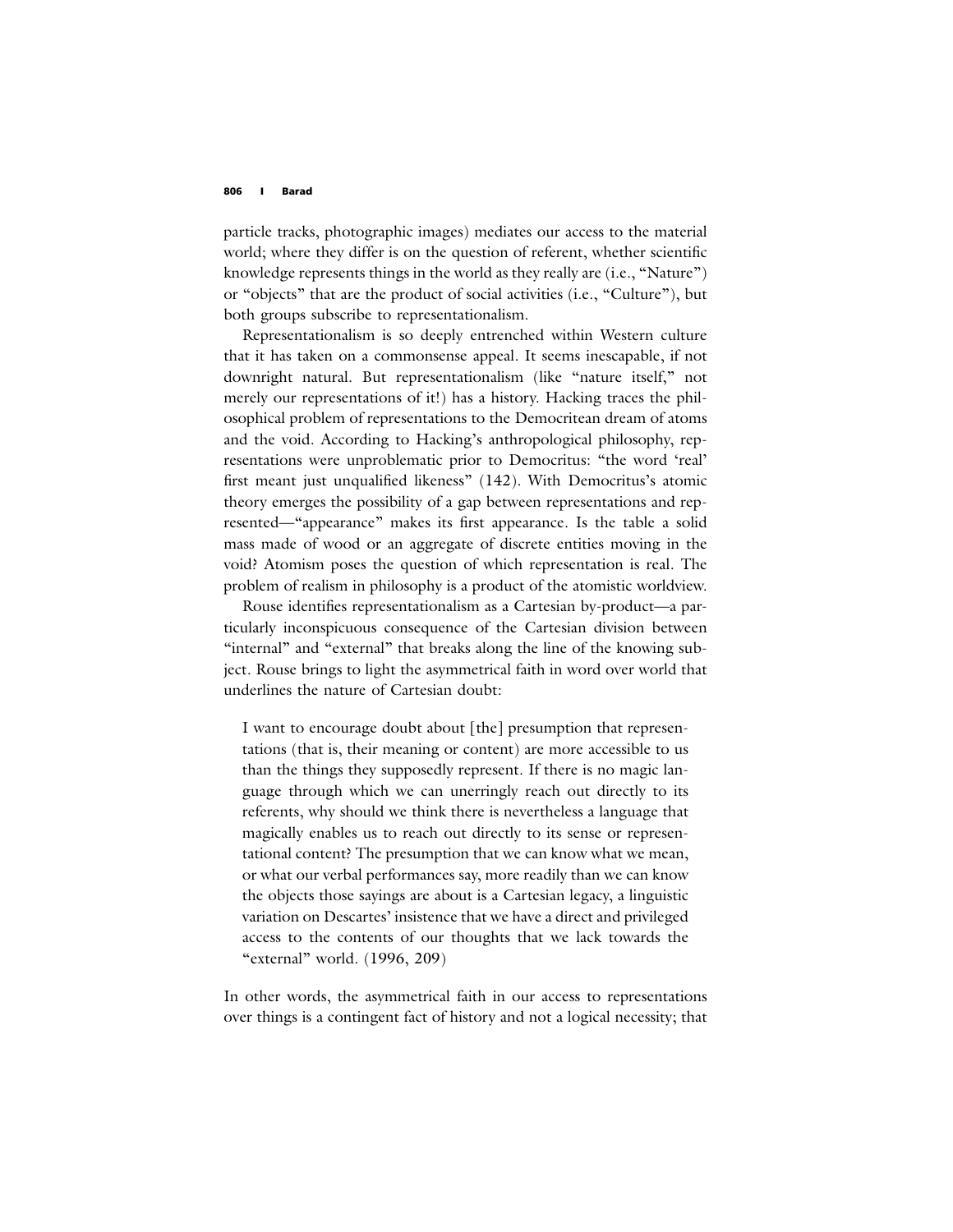particle tracks, photographic images) mediates our access to the material world; where they differ is on the question of referent, whether scientific knowledge represents things in the world as they really are (i.e., "Nature") or "objects" that are the product of social activities (i.e., "Culture"), but both groups subscribe to representationalism.

Representationalism is so deeply entrenched within Western culture that it has taken on a commonsense appeal. It seems inescapable, if not downright natural. But representationalism (like "nature itself," not merely our representations of it!) has a history. Hacking traces the philosophical problem of representations to the Democritean dream of atoms and the void. According to Hacking's anthropological philosophy, representations were unproblematic prior to Democritus: "the word 'real' first meant just unqualified likeness" (142). With Democritus's atomic theory emerges the possibility of a gap between representations and represented—"appearance" makes its first appearance. Is the table a solid mass made of wood or an aggregate of discrete entities moving in the void? Atomism poses the question of which representation is real. The problem of realism in philosophy is a product of the atomistic worldview.

Rouse identifies representationalism as a Cartesian by-product—a particularly inconspicuous consequence of the Cartesian division between "internal" and "external" that breaks along the line of the knowing subject. Rouse brings to light the asymmetrical faith in word over world that underlines the nature of Cartesian doubt:

> I want to encourage doubt about [the] presumption that representations (that is, their meaning or content) are more accessible to us than the things they supposedly represent. If there is no magic language through which we can unerringly reach out directly to its referents, why should we think there is nevertheless a language that magically enables us to reach out directly to its sense or representational content? The presumption that we can know what we mean, or what our verbal performances say, more readily than we can know the objects those sayings are about is a Cartesian legacy, a linguistic variation on Descartes' insistence that we have a direct and privileged access to the contents of our thoughts that we lack towards the "external" world. (1996, 209)

In other words, the asymmetrical faith in our access to representations over things is a contingent fact of history and not a logical necessity; that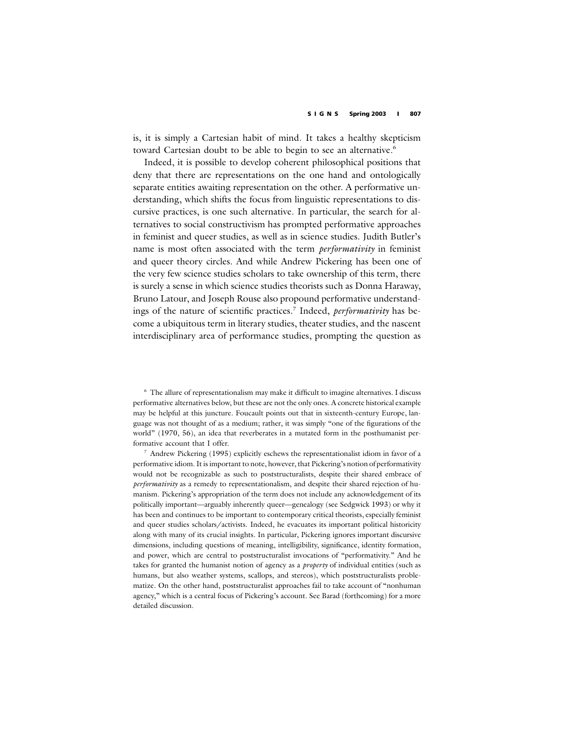is, it is simply a Cartesian habit of mind. It takes a healthy skepticism toward Cartesian doubt to be able to begin to see an alternative.[6]

Indeed, it is possible to develop coherent philosophical positions that deny that there are representations on the one hand and ontologically separate entities awaiting representation on the other. A performative understanding, which shifts the focus from linguistic representations to discursive practices, is one such alternative. In particular, the search for alternatives to social constructivism has prompted performative approaches in feminist and queer studies, as well as in science studies. Judith Butler's name is most often associated with the term *performativity* in feminist and queer theory circles. And while Andrew Pickering has been one of the very few science studies scholars to take ownership of this term, there is surely a sense in which science studies theorists such as Donna Haraway, Bruno Latour, and Joseph Rouse also propound performative understandings of the nature of scientific practices.[7] Indeed, *performativity* has become a ubiquitous term in literary studies, theater studies, and the nascent interdisciplinary area of performance studies, prompting the question as

[6] The allure of representationalism may make it difficult to imagine alternatives. I discuss performative alternatives below, but these are not the only ones. A concrete historical example may be helpful at this juncture. Foucault points out that in sixteenth-century Europe, language was not thought of as a medium; rather, it was simply "one of the figurations of the world" (1970, 56), an idea that reverberates in a mutated form in the posthumanist performative account that I offer.

[7] Andrew Pickering (1995) explicitly eschews the representationalist idiom in favor of a performative idiom. It is important to note, however, that Pickering's notion of performativity would not be recognizable as such to poststructuralists, despite their shared embrace of *performativity* as a remedy to representationalism, and despite their shared rejection of humanism. Pickering's appropriation of the term does not include any acknowledgement of its politically important—arguably inherently queer—genealogy (see Sedgwick 1993) or why it has been and continues to be important to contemporary critical theorists, especially feminist and queer studies scholars/activists. Indeed, he evacuates its important political historicity along with many of its crucial insights. In particular, Pickering ignores important discursive dimensions, including questions of meaning, intelligibility, significance, identity formation, and power, which are central to poststructuralist invocations of "performativity." And he takes for granted the humanist notion of agency as a *property* of individual entities (such as humans, but also weather systems, scallops, and stereos), which poststructuralists problematize. On the other hand, poststructuralist approaches fail to take account of "nonhuman agency," which is a central focus of Pickering's account. See Barad (forthcoming) for a more detailed discussion.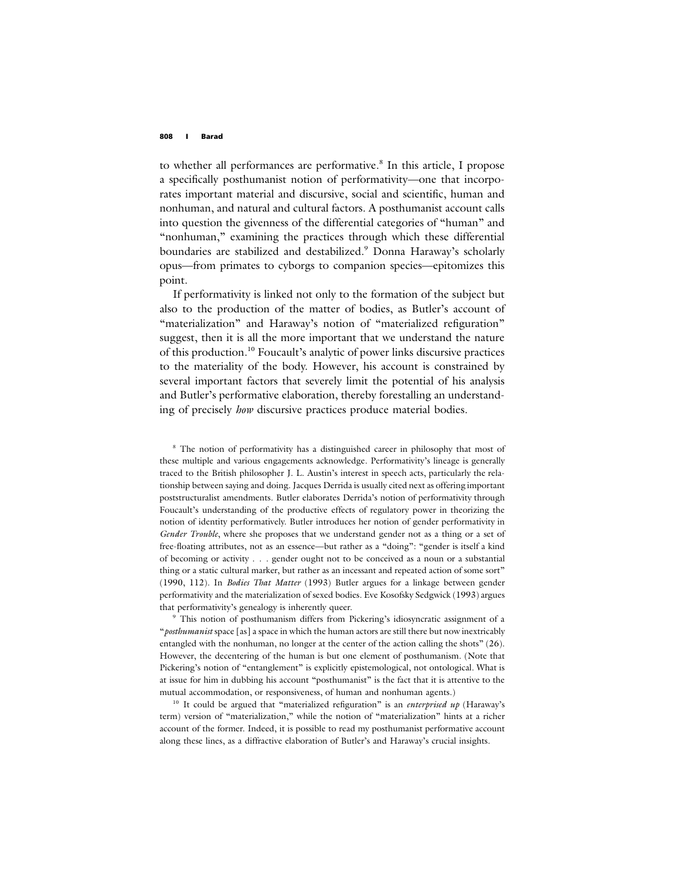to whether all performances are performative.[8] In this article, I propose a specifically posthumanist notion of performativity—one that incorporates important material and discursive, social and scientific, human and nonhuman, and natural and cultural factors. A posthumanist account calls into question the givenness of the differential categories of "human" and "nonhuman," examining the practices through which these differential boundaries are stabilized and destabilized.[9] Donna Haraway's scholarly opus—from primates to cyborgs to companion species—epitomizes this point.

If performativity is linked not only to the formation of the subject but also to the production of the matter of bodies, as Butler's account of "materialization" and Haraway's notion of "materialized refiguration" suggest, then it is all the more important that we understand the nature of this production.[10] Foucault's analytic of power links discursive practices to the materiality of the body. However, his account is constrained by several important factors that severely limit the potential of his analysis and Butler's performative elaboration, thereby forestalling an understanding of precisely *how* discursive practices produce material bodies.

[8] The notion of performativity has a distinguished career in philosophy that most of these multiple and various engagements acknowledge. Performativity's lineage is generally traced to the British philosopher J. L. Austin's interest in speech acts, particularly the relationship between saying and doing. Jacques Derrida is usually cited next as offering important poststructuralist amendments. Butler elaborates Derrida's notion of performativity through Foucault's understanding of the productive effects of regulatory power in theorizing the notion of identity performatively. Butler introduces her notion of gender performativity in *Gender Trouble*, where she proposes that we understand gender not as a thing or a set of free-floating attributes, not as an essence—but rather as a "doing": "gender is itself a kind of becoming or activity . . . gender ought not to be conceived as a noun or a substantial thing or a static cultural marker, but rather as an incessant and repeated action of some sort" (1990, 112). In *Bodies That Matter* (1993) Butler argues for a linkage between gender performativity and the materialization of sexed bodies. Eve Kosofsky Sedgwick (1993) argues that performativity's genealogy is inherently queer.

[9] This notion of posthumanism differs from Pickering's idiosyncratic assignment of a "*posthumanist* space [as] a space in which the human actors are still there but now inextricably entangled with the nonhuman, no longer at the center of the action calling the shots" (26). However, the decentering of the human is but one element of posthumanism. (Note that Pickering's notion of "entanglement" is explicitly epistemological, not ontological. What is at issue for him in dubbing his account "posthumanist" is the fact that it is attentive to the mutual accommodation, or responsiveness, of human and nonhuman agents.)

[10] It could be argued that "materialized refiguration" is an *enterprised up* (Haraway's term) version of "materialization," while the notion of "materialization" hints at a richer account of the former. Indeed, it is possible to read my posthumanist performative account along these lines, as a diffractive elaboration of Butler's and Haraway's crucial insights.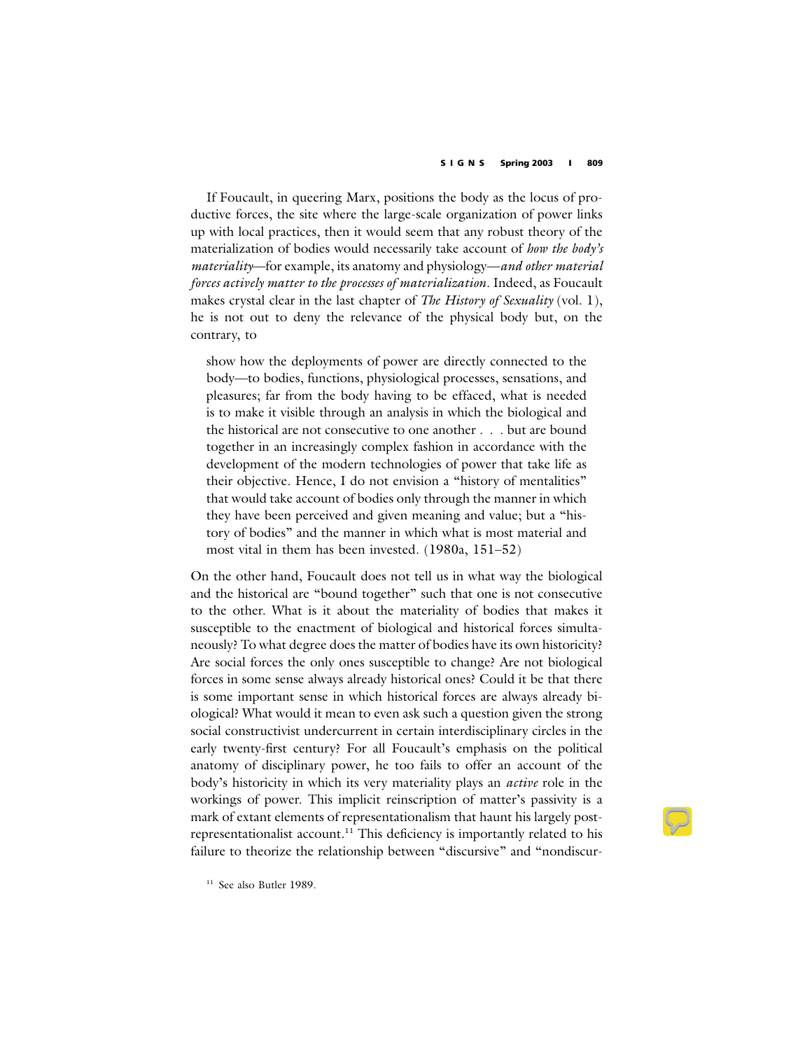If Foucault, in queering Marx, positions the body as the locus of productive forces, the site where the large-scale organization of power links up with local practices, then it would seem that any robust theory of the materialization of bodies would necessarily take account of *how the body's materiality*—for example, its anatomy and physiology—*and other material forces actively matter to the processes of materialization*. Indeed, as Foucault makes crystal clear in the last chapter of *The History of Sexuality* (vol. 1), he is not out to deny the relevance of the physical body but, on the contrary, to

> show how the deployments of power are directly connected to the body—to bodies, functions, physiological processes, sensations, and pleasures; far from the body having to be effaced, what is needed is to make it visible through an analysis in which the biological and the historical are not consecutive to one another . . . but are bound together in an increasingly complex fashion in accordance with the development of the modern technologies of power that take life as their objective. Hence, I do not envision a "history of mentalities" that would take account of bodies only through the manner in which they have been perceived and given meaning and value; but a "history of bodies" and the manner in which what is most material and most vital in them has been invested. (1980a, 151–52)

On the other hand, Foucault does not tell us in what way the biological and the historical are "bound together" such that one is not consecutive to the other. What is it about the materiality of bodies that makes it susceptible to the enactment of biological and historical forces simultaneously? To what degree does the matter of bodies have its own historicity? Are social forces the only ones susceptible to change? Are not biological forces in some sense always already historical ones? Could it be that there is some important sense in which historical forces are always already biological? What would it mean to even ask such a question given the strong social constructivist undercurrent in certain interdisciplinary circles in the early twenty-first century? For all Foucault's emphasis on the political anatomy of disciplinary power, he too fails to offer an account of the body's historicity in which its very materiality plays an *active* role in the workings of power. This implicit reinscription of matter's passivity is a mark of extant elements of representationalism that haunt his largely post-representationalist account.[11] This deficiency is importantly related to his failure to theorize the relationship between "discursive" and "nondiscur-

[11] See also Butler 1989.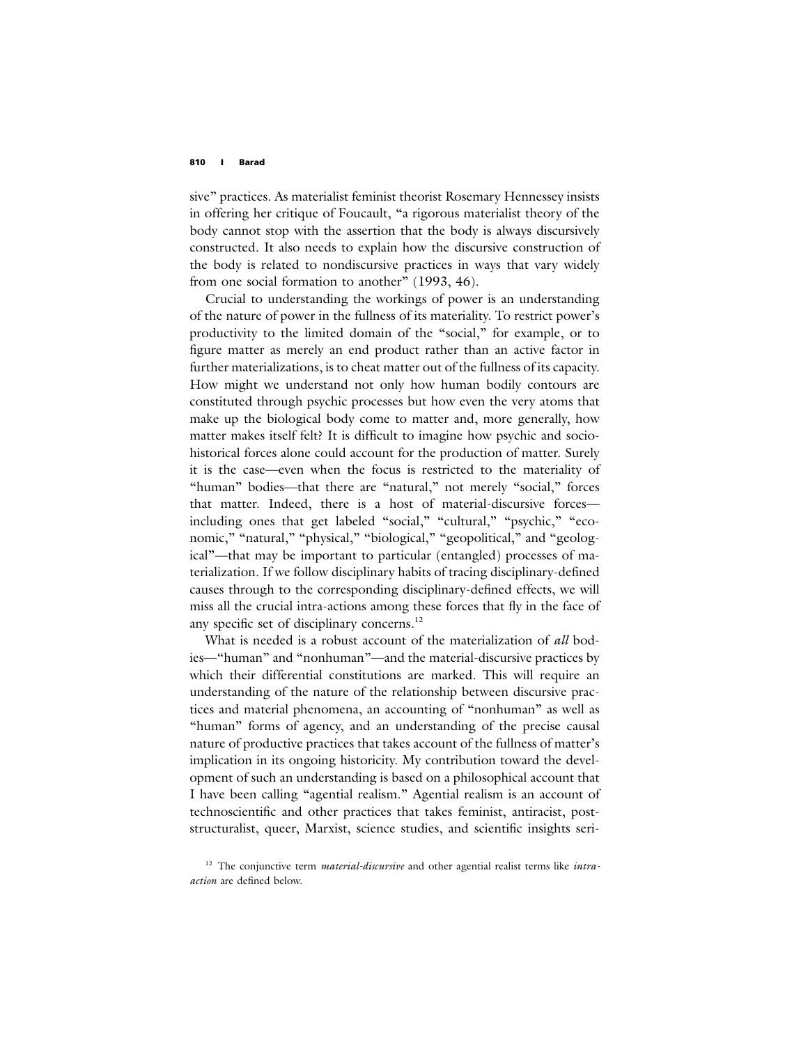sive" practices. As materialist feminist theorist Rosemary Hennessey insists in offering her critique of Foucault, "a rigorous materialist theory of the body cannot stop with the assertion that the body is always discursively constructed. It also needs to explain how the discursive construction of the body is related to nondiscursive practices in ways that vary widely from one social formation to another" (1993, 46).

Crucial to understanding the workings of power is an understanding of the nature of power in the fullness of its materiality. To restrict power's productivity to the limited domain of the "social," for example, or to figure matter as merely an end product rather than an active factor in further materializations, is to cheat matter out of the fullness of its capacity. How might we understand not only how human bodily contours are constituted through psychic processes but how even the very atoms that make up the biological body come to matter and, more generally, how matter makes itself felt? It is difficult to imagine how psychic and sociohistorical forces alone could account for the production of matter. Surely it is the case—even when the focus is restricted to the materiality of "human" bodies—that there are "natural," not merely "social," forces that matter. Indeed, there is a host of material-discursive forces—including ones that get labeled "social," "cultural," "psychic," "economic," "natural," "physical," "biological," "geopolitical," and "geological"—that may be important to particular (entangled) processes of materialization. If we follow disciplinary habits of tracing disciplinary-defined causes through to the corresponding disciplinary-defined effects, we will miss all the crucial intra-actions among these forces that fly in the face of any specific set of disciplinary concerns.[12]

What is needed is a robust account of the materialization of *all* bodies—"human" and "nonhuman"—and the material-discursive practices by which their differential constitutions are marked. This will require an understanding of the nature of the relationship between discursive practices and material phenomena, an accounting of "nonhuman" as well as "human" forms of agency, and an understanding of the precise causal nature of productive practices that takes account of the fullness of matter's implication in its ongoing historicity. My contribution toward the development of such an understanding is based on a philosophical account that I have been calling "agential realism." Agential realism is an account of technoscientific and other practices that takes feminist, antiracist, poststructuralist, queer, Marxist, science studies, and scientific insights seri-

[12] The conjunctive term *material-discursive* and other agential realist terms like *intra-action* are defined below.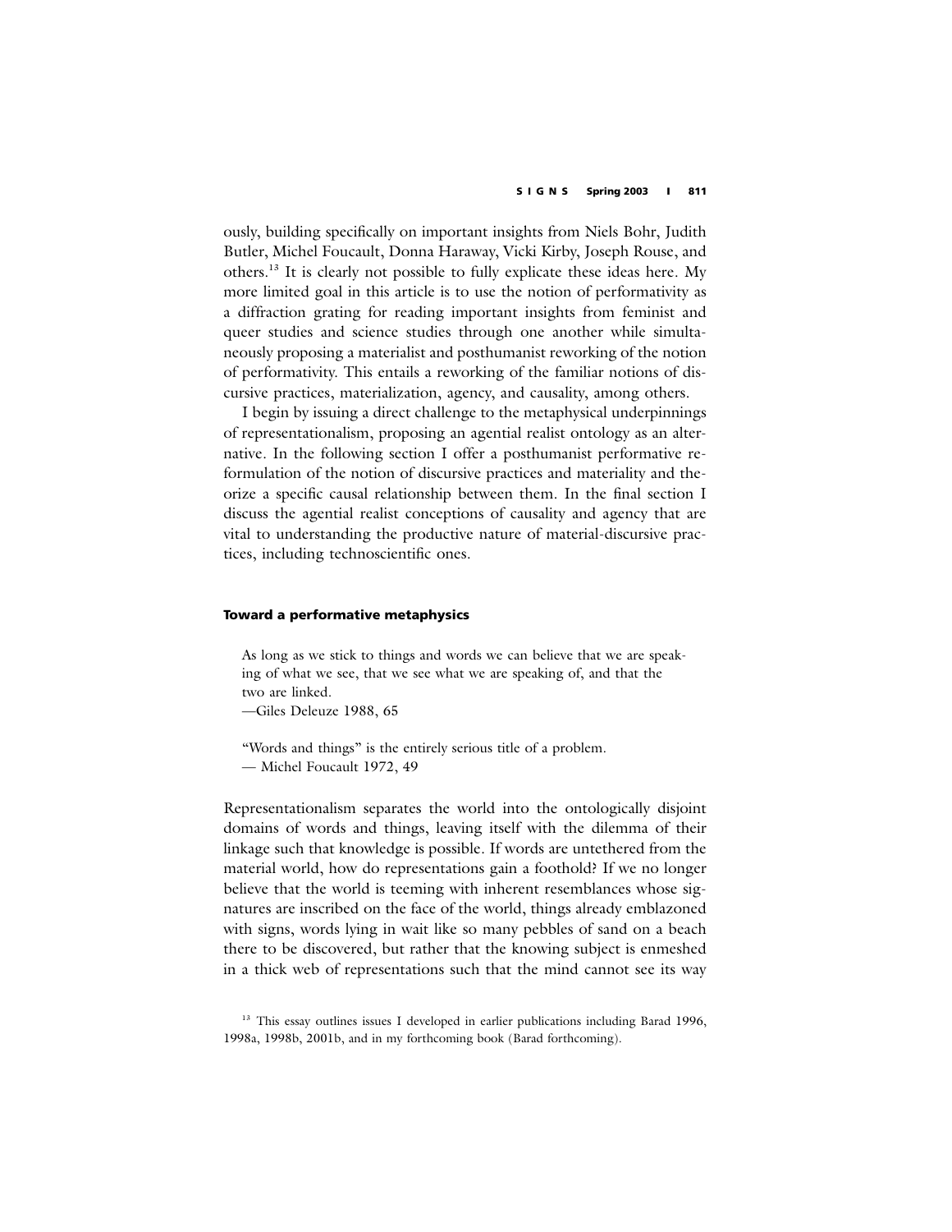ously, building specifically on important insights from Niels Bohr, Judith Butler, Michel Foucault, Donna Haraway, Vicki Kirby, Joseph Rouse, and others.[13] It is clearly not possible to fully explicate these ideas here. My more limited goal in this article is to use the notion of performativity as a diffraction grating for reading important insights from feminist and queer studies and science studies through one another while simultaneously proposing a materialist and posthumanist reworking of the notion of performativity. This entails a reworking of the familiar notions of discursive practices, materialization, agency, and causality, among others.

I begin by issuing a direct challenge to the metaphysical underpinnings of representationalism, proposing an agential realist ontology as an alternative. In the following section I offer a posthumanist performative reformulation of the notion of discursive practices and materiality and theorize a specific causal relationship between them. In the final section I discuss the agential realist conceptions of causality and agency that are vital to understanding the productive nature of material-discursive practices, including technoscientific ones.

#### Toward a performative metaphysics

> As long as we stick to things and words we can believe that we are speaking of what we see, that we see what we are speaking of, and that the two are linked.
> —Giles Deleuze 1988, 65

> "Words and things" is the entirely serious title of a problem.
> — Michel Foucault 1972, 49

Representationalism separates the world into the ontologically disjoint domains of words and things, leaving itself with the dilemma of their linkage such that knowledge is possible. If words are untethered from the material world, how do representations gain a foothold? If we no longer believe that the world is teeming with inherent resemblances whose signatures are inscribed on the face of the world, things already emblazoned with signs, words lying in wait like so many pebbles of sand on a beach there to be discovered, but rather that the knowing subject is enmeshed in a thick web of representations such that the mind cannot see its way

[13] This essay outlines issues I developed in earlier publications including Barad 1996, 1998a, 1998b, 2001b, and in my forthcoming book (Barad forthcoming).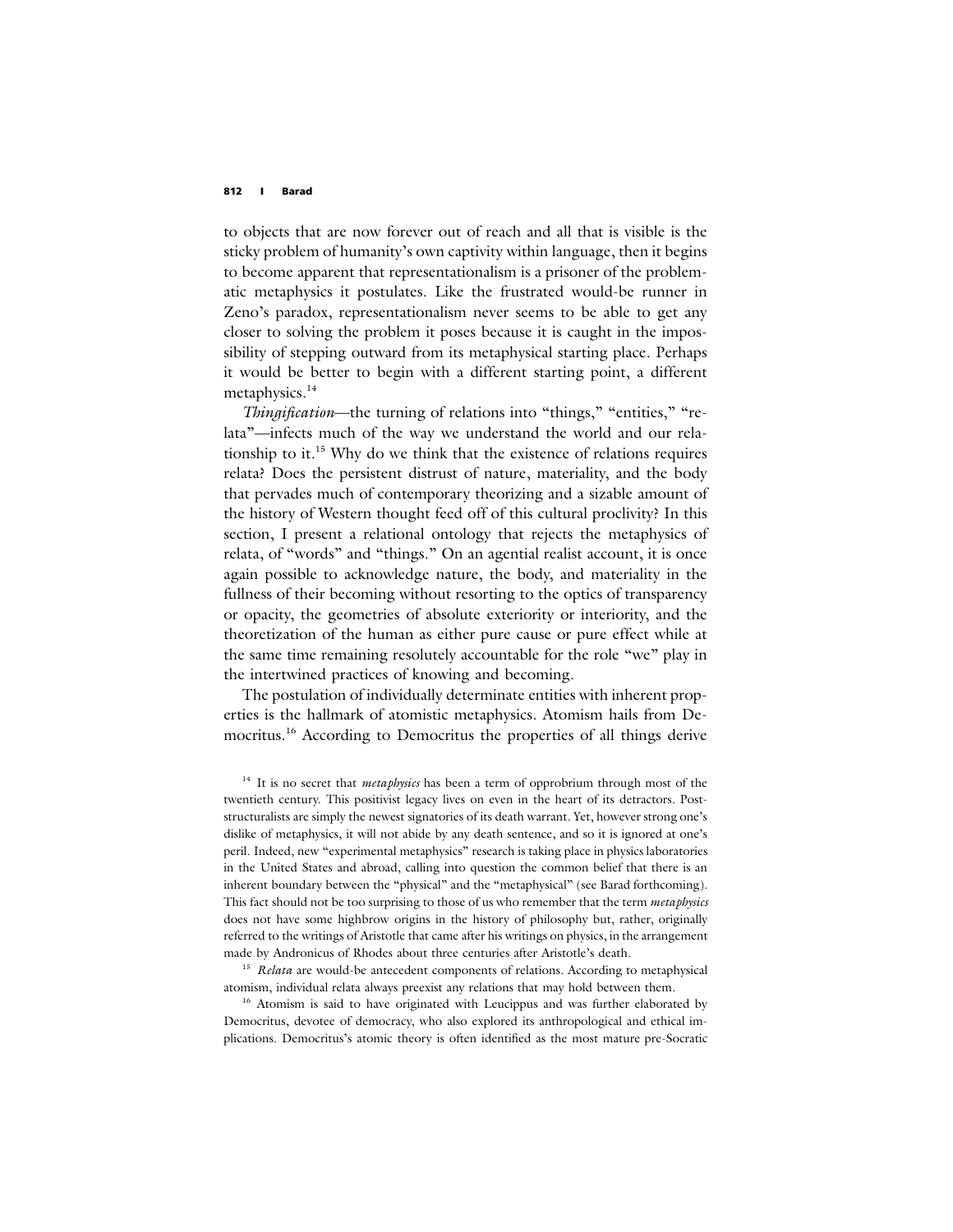to objects that are now forever out of reach and all that is visible is the sticky problem of humanity's own captivity within language, then it begins to become apparent that representationalism is a prisoner of the problematic metaphysics it postulates. Like the frustrated would-be runner in Zeno's paradox, representationalism never seems to be able to get any closer to solving the problem it poses because it is caught in the impossibility of stepping outward from its metaphysical starting place. Perhaps it would be better to begin with a different starting point, a different metaphysics.[14]

*Thingification*—the turning of relations into "things," "entities," "relata"—infects much of the way we understand the world and our relationship to it.[15] Why do we think that the existence of relations requires relata? Does the persistent distrust of nature, materiality, and the body that pervades much of contemporary theorizing and a sizable amount of the history of Western thought feed off of this cultural proclivity? In this section, I present a relational ontology that rejects the metaphysics of relata, of "words" and "things." On an agential realist account, it is once again possible to acknowledge nature, the body, and materiality in the fullness of their becoming without resorting to the optics of transparency or opacity, the geometries of absolute exteriority or interiority, and the theoretization of the human as either pure cause or pure effect while at the same time remaining resolutely accountable for the role "we" play in the intertwined practices of knowing and becoming.

The postulation of individually determinate entities with inherent properties is the hallmark of atomistic metaphysics. Atomism hails from Democritus.[16] According to Democritus the properties of all things derive

[14] It is no secret that *metaphysics* has been a term of opprobrium through most of the twentieth century. This positivist legacy lives on even in the heart of its detractors. Poststructuralists are simply the newest signatories of its death warrant. Yet, however strong one's dislike of metaphysics, it will not abide by any death sentence, and so it is ignored at one's peril. Indeed, new "experimental metaphysics" research is taking place in physics laboratories in the United States and abroad, calling into question the common belief that there is an inherent boundary between the "physical" and the "metaphysical" (see Barad forthcoming). This fact should not be too surprising to those of us who remember that the term *metaphysics* does not have some highbrow origins in the history of philosophy but, rather, originally referred to the writings of Aristotle that came after his writings on physics, in the arrangement made by Andronicus of Rhodes about three centuries after Aristotle's death.

[15] *Relata* are would-be antecedent components of relations. According to metaphysical atomism, individual relata always preexist any relations that may hold between them.

[16] Atomism is said to have originated with Leucippus and was further elaborated by Democritus, devotee of democracy, who also explored its anthropological and ethical implications. Democritus's atomic theory is often identified as the most mature pre-Socratic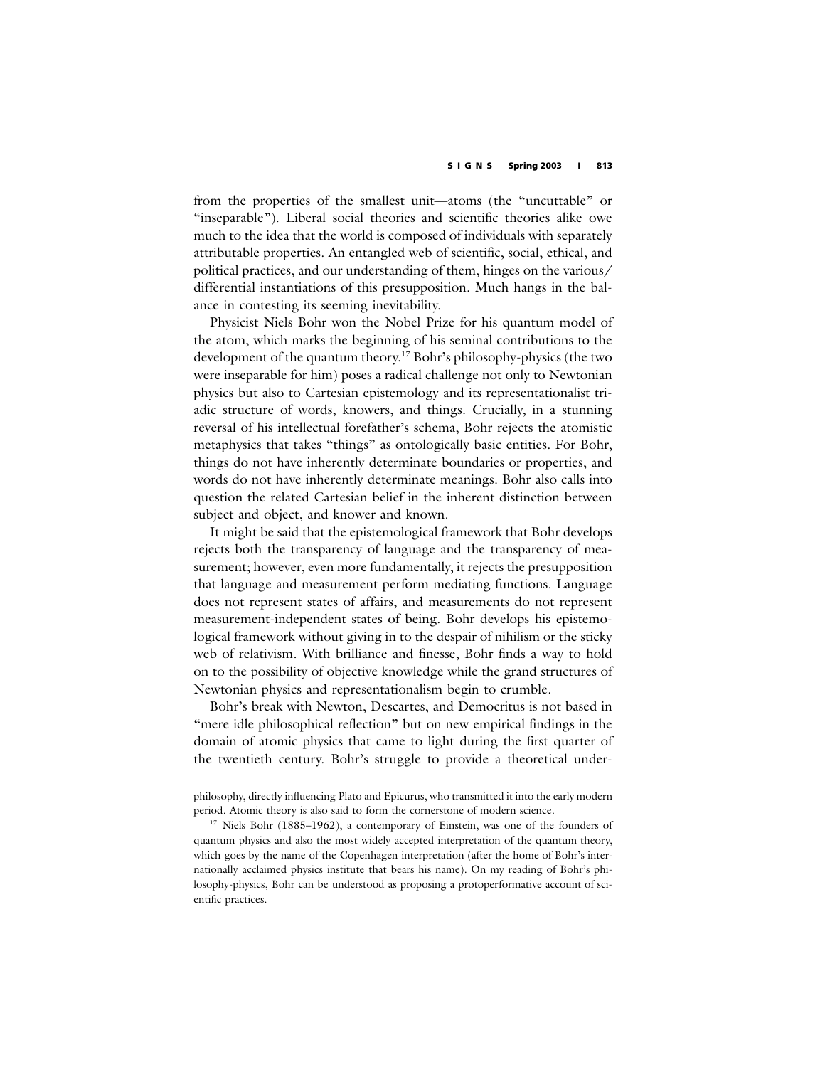from the properties of the smallest unit—atoms (the "uncuttable" or "inseparable"). Liberal social theories and scientific theories alike owe much to the idea that the world is composed of individuals with separately attributable properties. An entangled web of scientific, social, ethical, and political practices, and our understanding of them, hinges on the various/differential instantiations of this presupposition. Much hangs in the balance in contesting its seeming inevitability.

Physicist Niels Bohr won the Nobel Prize for his quantum model of the atom, which marks the beginning of his seminal contributions to the development of the quantum theory.[17] Bohr's philosophy-physics (the two were inseparable for him) poses a radical challenge not only to Newtonian physics but also to Cartesian epistemology and its representationalist triadic structure of words, knowers, and things. Crucially, in a stunning reversal of his intellectual forefather's schema, Bohr rejects the atomistic metaphysics that takes "things" as ontologically basic entities. For Bohr, things do not have inherently determinate boundaries or properties, and words do not have inherently determinate meanings. Bohr also calls into question the related Cartesian belief in the inherent distinction between subject and object, and knower and known.

It might be said that the epistemological framework that Bohr develops rejects both the transparency of language and the transparency of measurement; however, even more fundamentally, it rejects the presupposition that language and measurement perform mediating functions. Language does not represent states of affairs, and measurements do not represent measurement-independent states of being. Bohr develops his epistemological framework without giving in to the despair of nihilism or the sticky web of relativism. With brilliance and finesse, Bohr finds a way to hold on to the possibility of objective knowledge while the grand structures of Newtonian physics and representationalism begin to crumble.

Bohr's break with Newton, Descartes, and Democritus is not based in "mere idle philosophical reflection" but on new empirical findings in the domain of atomic physics that came to light during the first quarter of the twentieth century. Bohr's struggle to provide a theoretical under-

---

philosophy, directly influencing Plato and Epicurus, who transmitted it into the early modern period. Atomic theory is also said to form the cornerstone of modern science.

[17] Niels Bohr (1885–1962), a contemporary of Einstein, was one of the founders of quantum physics and also the most widely accepted interpretation of the quantum theory, which goes by the name of the Copenhagen interpretation (after the home of Bohr's internationally acclaimed physics institute that bears his name). On my reading of Bohr's philosophy-physics, Bohr can be understood as proposing a protoperformative account of scientific practices.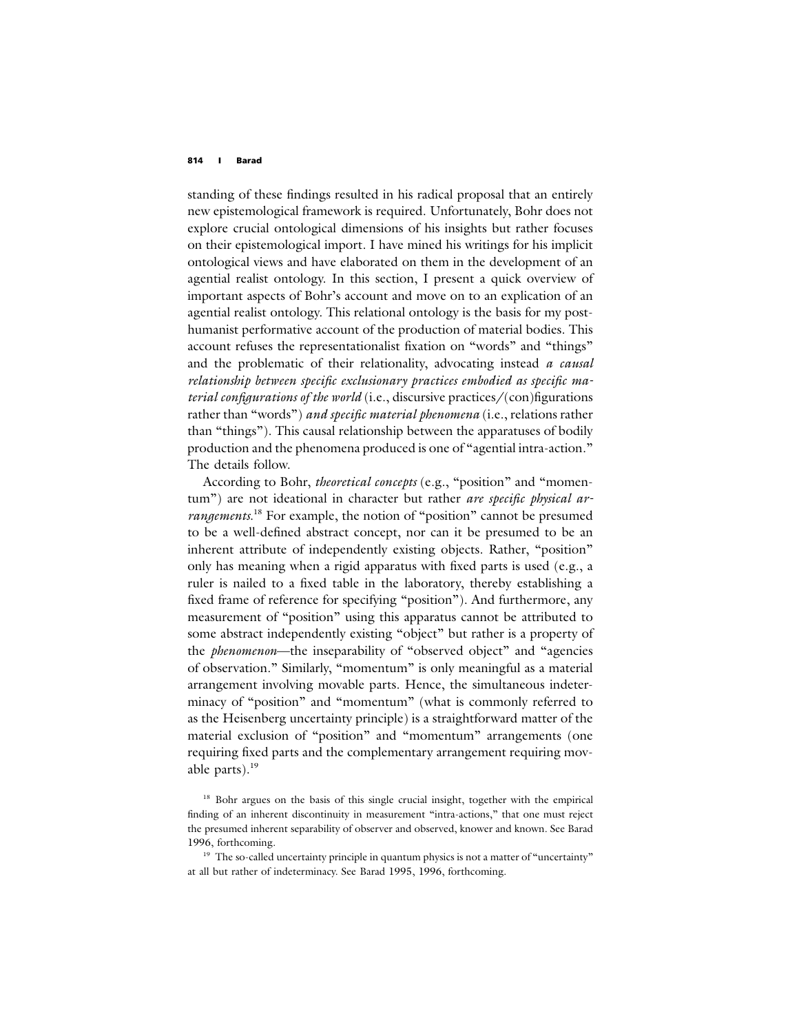standing of these findings resulted in his radical proposal that an entirely new epistemological framework is required. Unfortunately, Bohr does not explore crucial ontological dimensions of his insights but rather focuses on their epistemological import. I have mined his writings for his implicit ontological views and have elaborated on them in the development of an agential realist ontology. In this section, I present a quick overview of important aspects of Bohr's account and move on to an explication of an agential realist ontology. This relational ontology is the basis for my posthumanist performative account of the production of material bodies. This account refuses the representationalist fixation on "words" and "things" and the problematic of their relationality, advocating instead *a causal relationship between specific exclusionary practices embodied as specific material configurations of the world* (i.e., discursive practices/(con)figurations rather than "words") *and specific material phenomena* (i.e., relations rather than "things"). This causal relationship between the apparatuses of bodily production and the phenomena produced is one of "agential intra-action." The details follow.

According to Bohr, *theoretical concepts* (e.g., "position" and "momentum") are not ideational in character but rather *are specific physical arrangements*.[18] For example, the notion of "position" cannot be presumed to be a well-defined abstract concept, nor can it be presumed to be an inherent attribute of independently existing objects. Rather, "position" only has meaning when a rigid apparatus with fixed parts is used (e.g., a ruler is nailed to a fixed table in the laboratory, thereby establishing a fixed frame of reference for specifying "position"). And furthermore, any measurement of "position" using this apparatus cannot be attributed to some abstract independently existing "object" but rather is a property of the *phenomenon*—the inseparability of "observed object" and "agencies of observation." Similarly, "momentum" is only meaningful as a material arrangement involving movable parts. Hence, the simultaneous indeterminacy of "position" and "momentum" (what is commonly referred to as the Heisenberg uncertainty principle) is a straightforward matter of the material exclusion of "position" and "momentum" arrangements (one requiring fixed parts and the complementary arrangement requiring movable parts).[19]

[18] Bohr argues on the basis of this single crucial insight, together with the empirical finding of an inherent discontinuity in measurement "intra-actions," that one must reject the presumed inherent separability of observer and observed, knower and known. See Barad 1996, forthcoming.

[19] The so-called uncertainty principle in quantum physics is not a matter of "uncertainty" at all but rather of indeterminacy. See Barad 1995, 1996, forthcoming.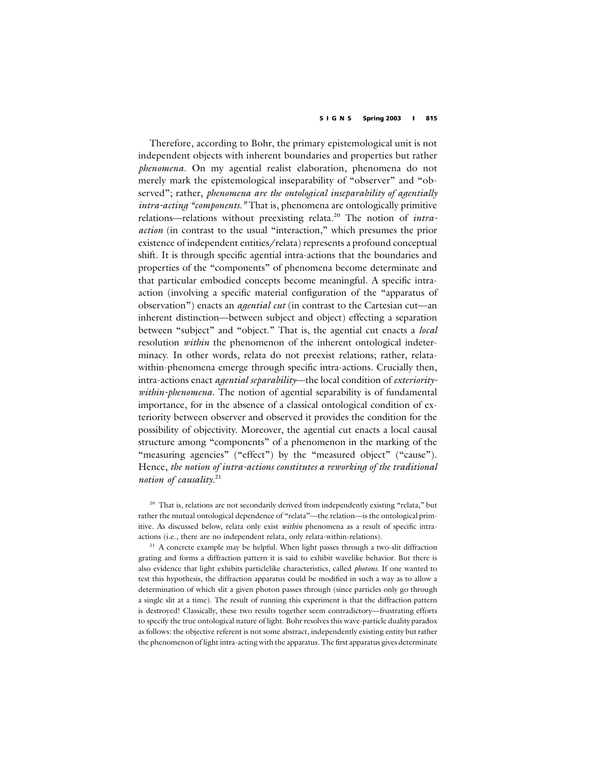Therefore, according to Bohr, the primary epistemological unit is not independent objects with inherent boundaries and properties but rather *phenomena*. On my agential realist elaboration, phenomena do not merely mark the epistemological inseparability of "observer" and "observed"; rather, *phenomena are the ontological inseparability of agentially intra-acting "components."* That is, phenomena are ontologically primitive relations—relations without preexisting relata.[20] The notion of *intra-action* (in contrast to the usual "interaction," which presumes the prior existence of independent entities/relata) represents a profound conceptual shift. It is through specific agential intra-actions that the boundaries and properties of the "components" of phenomena become determinate and that particular embodied concepts become meaningful. A specific intra-action (involving a specific material configuration of the "apparatus of observation") enacts an *agential cut* (in contrast to the Cartesian cut—an inherent distinction—between subject and object) effecting a separation between "subject" and "object." That is, the agential cut enacts a *local* resolution *within* the phenomenon of the inherent ontological indeterminacy. In other words, relata do not preexist relations; rather, relata-within-phenomena emerge through specific intra-actions. Crucially then, intra-actions enact *agential separability*—the local condition of *exteriority-within-phenomena*. The notion of agential separability is of fundamental importance, for in the absence of a classical ontological condition of exteriority between observer and observed it provides the condition for the possibility of objectivity. Moreover, the agential cut enacts a local causal structure among "components" of a phenomenon in the marking of the "measuring agencies" ("effect") by the "measured object" ("cause"). Hence, *the notion of intra-actions constitutes a reworking of the traditional notion of causality.*[21]

[20] That is, relations are not secondarily derived from independently existing "relata," but rather the mutual ontological dependence of "relata"—the relation—is the ontological primitive. As discussed below, relata only exist *within* phenomena as a result of specific intra-actions (i.e., there are no independent relata, only relata-within-relations).

[21] A concrete example may be helpful. When light passes through a two-slit diffraction grating and forms a diffraction pattern it is said to exhibit wavelike behavior. But there is also evidence that light exhibits particlelike characteristics, called *photons*. If one wanted to test this hypothesis, the diffraction apparatus could be modified in such a way as to allow a determination of which slit a given photon passes through (since particles only go through a single slit at a time). The result of running this experiment is that the diffraction pattern is destroyed! Classically, these two results together seem contradictory—frustrating efforts to specify the true ontological nature of light. Bohr resolves this wave-particle duality paradox as follows: the objective referent is not some abstract, independently existing entity but rather the phenomenon of light intra-acting with the apparatus. The first apparatus gives determinate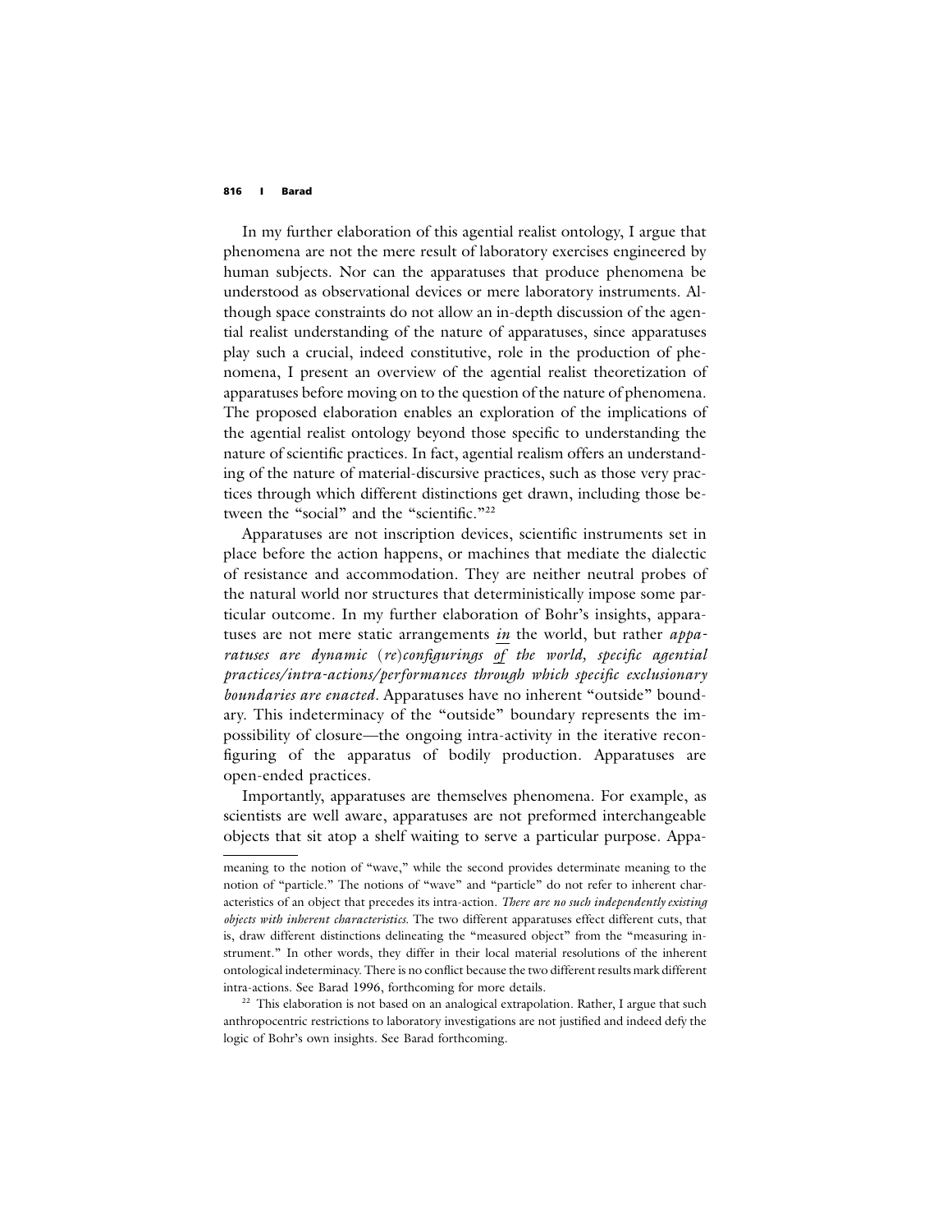In my further elaboration of this agential realist ontology, I argue that phenomena are not the mere result of laboratory exercises engineered by human subjects. Nor can the apparatuses that produce phenomena be understood as observational devices or mere laboratory instruments. Although space constraints do not allow an in-depth discussion of the agential realist understanding of the nature of apparatuses, since apparatuses play such a crucial, indeed constitutive, role in the production of phenomena, I present an overview of the agential realist theoretization of apparatuses before moving on to the question of the nature of phenomena. The proposed elaboration enables an exploration of the implications of the agential realist ontology beyond those specific to understanding the nature of scientific practices. In fact, agential realism offers an understanding of the nature of material-discursive practices, such as those very practices through which different distinctions get drawn, including those between the "social" and the "scientific."[22]

Apparatuses are not inscription devices, scientific instruments set in place before the action happens, or machines that mediate the dialectic of resistance and accommodation. They are neither neutral probes of the natural world nor structures that deterministically impose some particular outcome. In my further elaboration of Bohr's insights, apparatuses are not mere static arrangements <u>*in*</u> the world, but rather *apparatuses are dynamic (re)configurings <u>of</u> the world, specific agential practices/intra-actions/performances through which specific exclusionary boundaries are enacted*. Apparatuses have no inherent "outside" boundary. This indeterminacy of the "outside" boundary represents the impossibility of closure—the ongoing intra-activity in the iterative reconfiguring of the apparatus of bodily production. Apparatuses are open-ended practices.

Importantly, apparatuses are themselves phenomena. For example, as scientists are well aware, apparatuses are not preformed interchangeable objects that sit atop a shelf waiting to serve a particular purpose. Appa-

---

meaning to the notion of "wave," while the second provides determinate meaning to the notion of "particle." The notions of "wave" and "particle" do not refer to inherent characteristics of an object that precedes its intra-action. *There are no such independently existing objects with inherent characteristics.* The two different apparatuses effect different cuts, that is, draw different distinctions delineating the "measured object" from the "measuring instrument." In other words, they differ in their local material resolutions of the inherent ontological indeterminacy. There is no conflict because the two different results mark different intra-actions. See Barad 1996, forthcoming for more details.

[22] This elaboration is not based on an analogical extrapolation. Rather, I argue that such anthropocentric restrictions to laboratory investigations are not justified and indeed defy the logic of Bohr's own insights. See Barad forthcoming.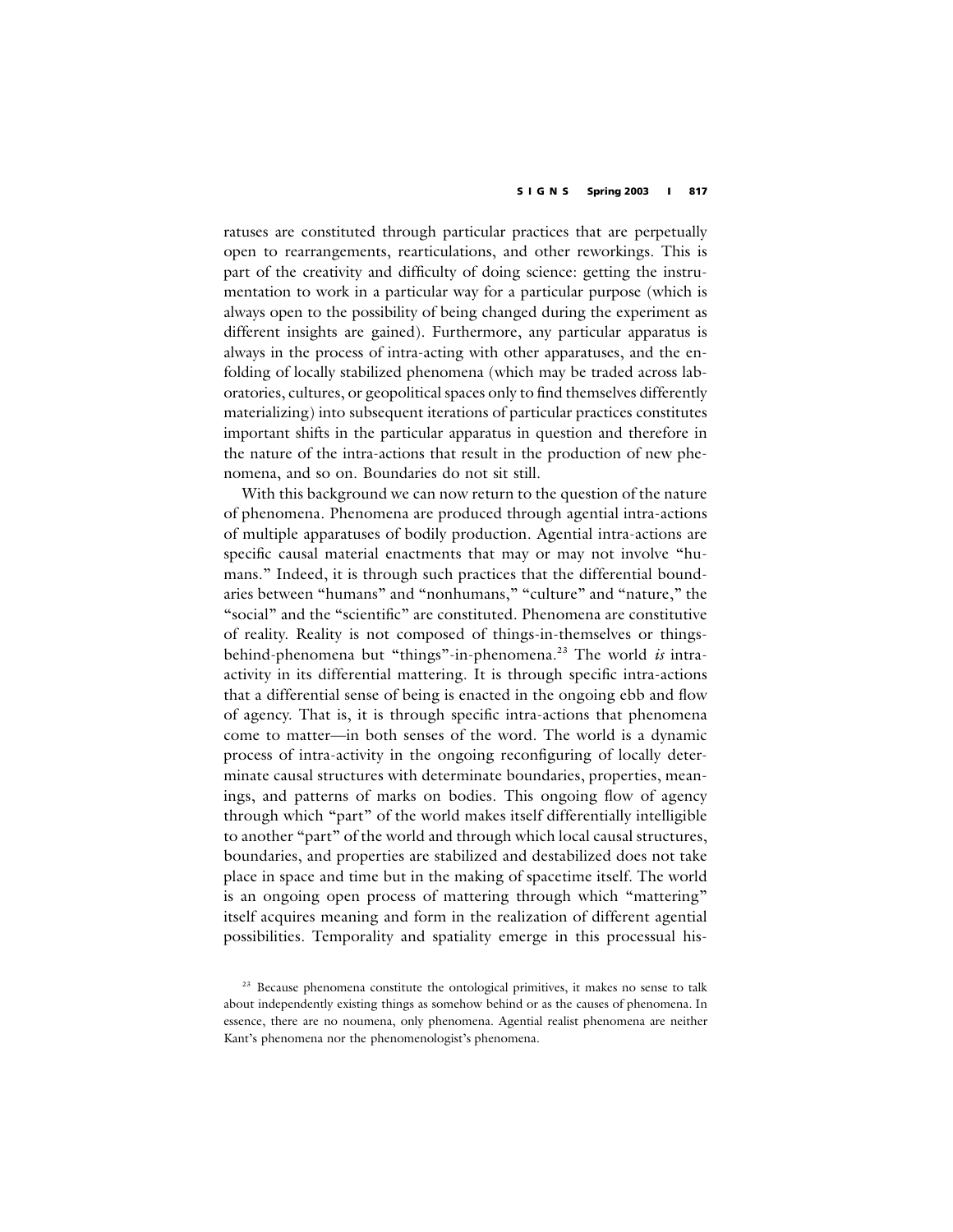ratuses are constituted through particular practices that are perpetually open to rearrangements, rearticulations, and other reworkings. This is part of the creativity and difficulty of doing science: getting the instrumentation to work in a particular way for a particular purpose (which is always open to the possibility of being changed during the experiment as different insights are gained). Furthermore, any particular apparatus is always in the process of intra-acting with other apparatuses, and the enfolding of locally stabilized phenomena (which may be traded across laboratories, cultures, or geopolitical spaces only to find themselves differently materializing) into subsequent iterations of particular practices constitutes important shifts in the particular apparatus in question and therefore in the nature of the intra-actions that result in the production of new phenomena, and so on. Boundaries do not sit still.

With this background we can now return to the question of the nature of phenomena. Phenomena are produced through agential intra-actions of multiple apparatuses of bodily production. Agential intra-actions are specific causal material enactments that may or may not involve "humans." Indeed, it is through such practices that the differential boundaries between "humans" and "nonhumans," "culture" and "nature," the "social" and the "scientific" are constituted. Phenomena are constitutive of reality. Reality is not composed of things-in-themselves or things-behind-phenomena but "things"-in-phenomena.[23] The world *is* intra-activity in its differential mattering. It is through specific intra-actions that a differential sense of being is enacted in the ongoing ebb and flow of agency. That is, it is through specific intra-actions that phenomena come to matter—in both senses of the word. The world is a dynamic process of intra-activity in the ongoing reconfiguring of locally determinate causal structures with determinate boundaries, properties, meanings, and patterns of marks on bodies. This ongoing flow of agency through which "part" of the world makes itself differentially intelligible to another "part" of the world and through which local causal structures, boundaries, and properties are stabilized and destabilized does not take place in space and time but in the making of spacetime itself. The world is an ongoing open process of mattering through which "mattering" itself acquires meaning and form in the realization of different agential possibilities. Temporality and spatiality emerge in this processual his-

[23] Because phenomena constitute the ontological primitives, it makes no sense to talk about independently existing things as somehow behind or as the causes of phenomena. In essence, there are no noumena, only phenomena. Agential realist phenomena are neither Kant's phenomena nor the phenomenologist's phenomena.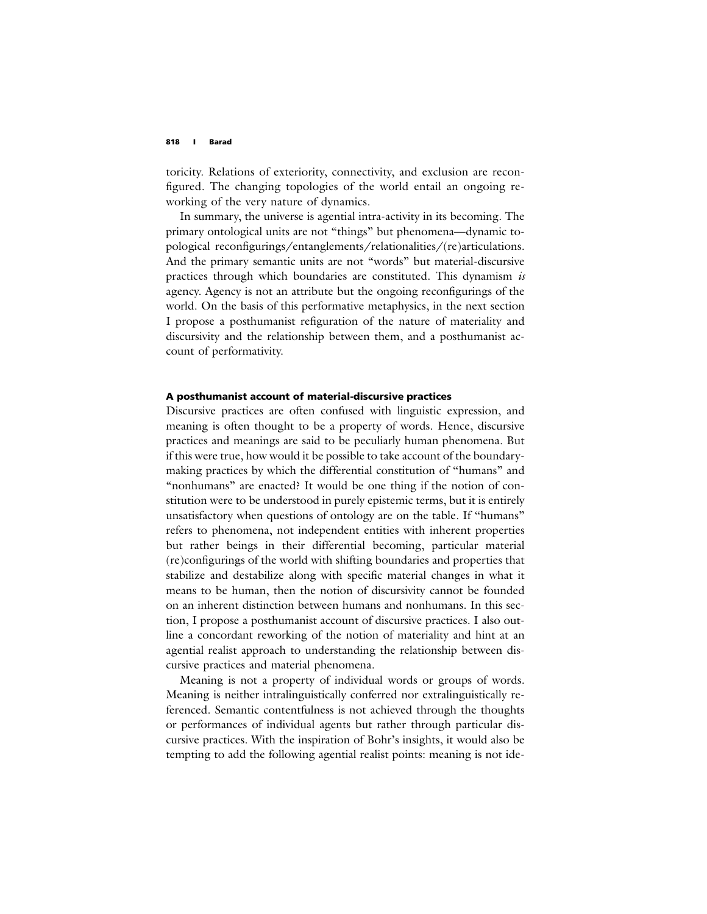toricity. Relations of exteriority, connectivity, and exclusion are reconfigured. The changing topologies of the world entail an ongoing reworking of the very nature of dynamics.

In summary, the universe is agential intra-activity in its becoming. The primary ontological units are not "things" but phenomena—dynamic topological reconfigurings/entanglements/relationalities/(re)articulations. And the primary semantic units are not "words" but material-discursive practices through which boundaries are constituted. This dynamism *is* agency. Agency is not an attribute but the ongoing reconfigurings of the world. On the basis of this performative metaphysics, in the next section I propose a posthumanist refiguration of the nature of materiality and discursivity and the relationship between them, and a posthumanist account of performativity.

### A posthumanist account of material-discursive practices

Discursive practices are often confused with linguistic expression, and meaning is often thought to be a property of words. Hence, discursive practices and meanings are said to be peculiarly human phenomena. But if this were true, how would it be possible to take account of the boundary-making practices by which the differential constitution of "humans" and "nonhumans" are enacted? It would be one thing if the notion of constitution were to be understood in purely epistemic terms, but it is entirely unsatisfactory when questions of ontology are on the table. If "humans" refers to phenomena, not independent entities with inherent properties but rather beings in their differential becoming, particular material (re)configurings of the world with shifting boundaries and properties that stabilize and destabilize along with specific material changes in what it means to be human, then the notion of discursivity cannot be founded on an inherent distinction between humans and nonhumans. In this section, I propose a posthumanist account of discursive practices. I also outline a concordant reworking of the notion of materiality and hint at an agential realist approach to understanding the relationship between discursive practices and material phenomena.

Meaning is not a property of individual words or groups of words. Meaning is neither intralinguistically conferred nor extralinguistically referenced. Semantic contentfulness is not achieved through the thoughts or performances of individual agents but rather through particular discursive practices. With the inspiration of Bohr's insights, it would also be tempting to add the following agential realist points: meaning is not ide-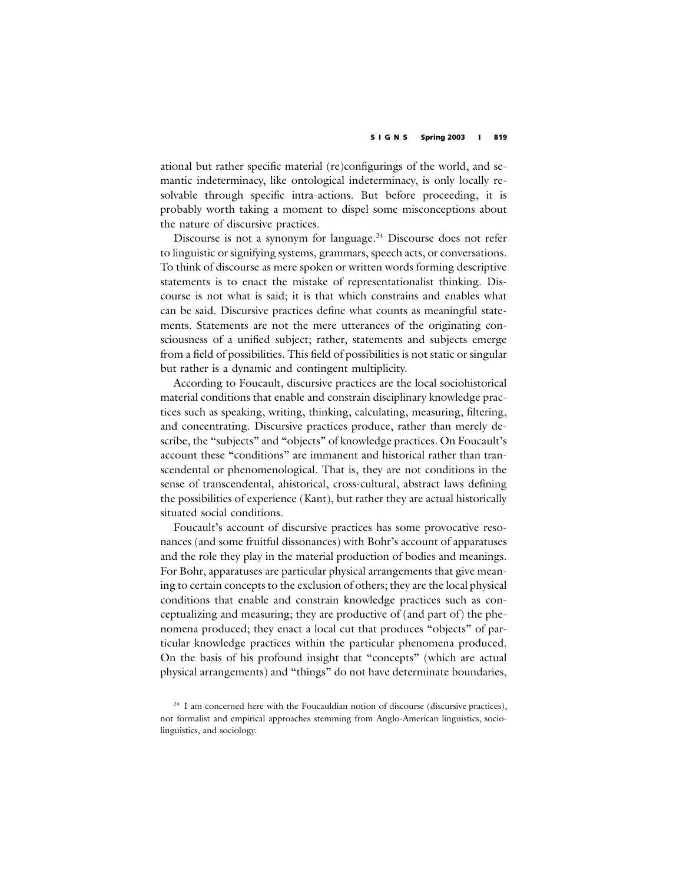ational but rather specific material (re)configurings of the world, and semantic indeterminacy, like ontological indeterminacy, is only locally resolvable through specific intra-actions. But before proceeding, it is probably worth taking a moment to dispel some misconceptions about the nature of discursive practices.

Discourse is not a synonym for language.[24] Discourse does not refer to linguistic or signifying systems, grammars, speech acts, or conversations. To think of discourse as mere spoken or written words forming descriptive statements is to enact the mistake of representationalist thinking. Discourse is not what is said; it is that which constrains and enables what can be said. Discursive practices define what counts as meaningful statements. Statements are not the mere utterances of the originating consciousness of a unified subject; rather, statements and subjects emerge from a field of possibilities. This field of possibilities is not static or singular but rather is a dynamic and contingent multiplicity.

According to Foucault, discursive practices are the local sociohistorical material conditions that enable and constrain disciplinary knowledge practices such as speaking, writing, thinking, calculating, measuring, filtering, and concentrating. Discursive practices produce, rather than merely describe, the "subjects" and "objects" of knowledge practices. On Foucault's account these "conditions" are immanent and historical rather than transcendental or phenomenological. That is, they are not conditions in the sense of transcendental, ahistorical, cross-cultural, abstract laws defining the possibilities of experience (Kant), but rather they are actual historically situated social conditions.

Foucault's account of discursive practices has some provocative resonances (and some fruitful dissonances) with Bohr's account of apparatuses and the role they play in the material production of bodies and meanings. For Bohr, apparatuses are particular physical arrangements that give meaning to certain concepts to the exclusion of others; they are the local physical conditions that enable and constrain knowledge practices such as conceptualizing and measuring; they are productive of (and part of) the phenomena produced; they enact a local cut that produces "objects" of particular knowledge practices within the particular phenomena produced. On the basis of his profound insight that "concepts" (which are actual physical arrangements) and "things" do not have determinate boundaries,

[24] I am concerned here with the Foucauldian notion of discourse (discursive practices), not formalist and empirical approaches stemming from Anglo-American linguistics, sociolinguistics, and sociology.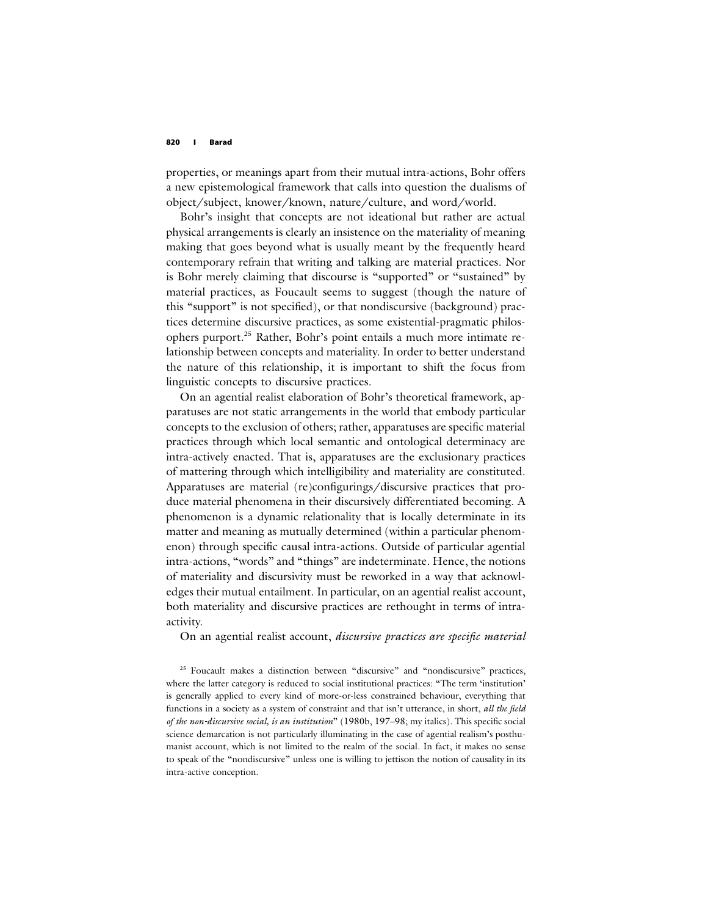properties, or meanings apart from their mutual intra-actions, Bohr offers a new epistemological framework that calls into question the dualisms of object/subject, knower/known, nature/culture, and word/world.

Bohr's insight that concepts are not ideational but rather are actual physical arrangements is clearly an insistence on the materiality of meaning making that goes beyond what is usually meant by the frequently heard contemporary refrain that writing and talking are material practices. Nor is Bohr merely claiming that discourse is "supported" or "sustained" by material practices, as Foucault seems to suggest (though the nature of this "support" is not specified), or that nondiscursive (background) practices determine discursive practices, as some existential-pragmatic philosophers purport.[25] Rather, Bohr's point entails a much more intimate relationship between concepts and materiality. In order to better understand the nature of this relationship, it is important to shift the focus from linguistic concepts to discursive practices.

On an agential realist elaboration of Bohr's theoretical framework, apparatuses are not static arrangements in the world that embody particular concepts to the exclusion of others; rather, apparatuses are specific material practices through which local semantic and ontological determinacy are intra-actively enacted. That is, apparatuses are the exclusionary practices of mattering through which intelligibility and materiality are constituted. Apparatuses are material (re)configurings/discursive practices that produce material phenomena in their discursively differentiated becoming. A phenomenon is a dynamic relationality that is locally determinate in its matter and meaning as mutually determined (within a particular phenomenon) through specific causal intra-actions. Outside of particular agential intra-actions, "words" and "things" are indeterminate. Hence, the notions of materiality and discursivity must be reworked in a way that acknowledges their mutual entailment. In particular, on an agential realist account, both materiality and discursive practices are rethought in terms of intra-activity.

On an agential realist account, *discursive practices are specific material*

[25] Foucault makes a distinction between "discursive" and "nondiscursive" practices, where the latter category is reduced to social institutional practices: "The term 'institution' is generally applied to every kind of more-or-less constrained behaviour, everything that functions in a society as a system of constraint and that isn't utterance, in short, *all the field of the non-discursive social, is an institution*" (1980b, 197–98; my italics). This specific social science demarcation is not particularly illuminating in the case of agential realism's posthumanist account, which is not limited to the realm of the social. In fact, it makes no sense to speak of the "nondiscursive" unless one is willing to jettison the notion of causality in its intra-active conception.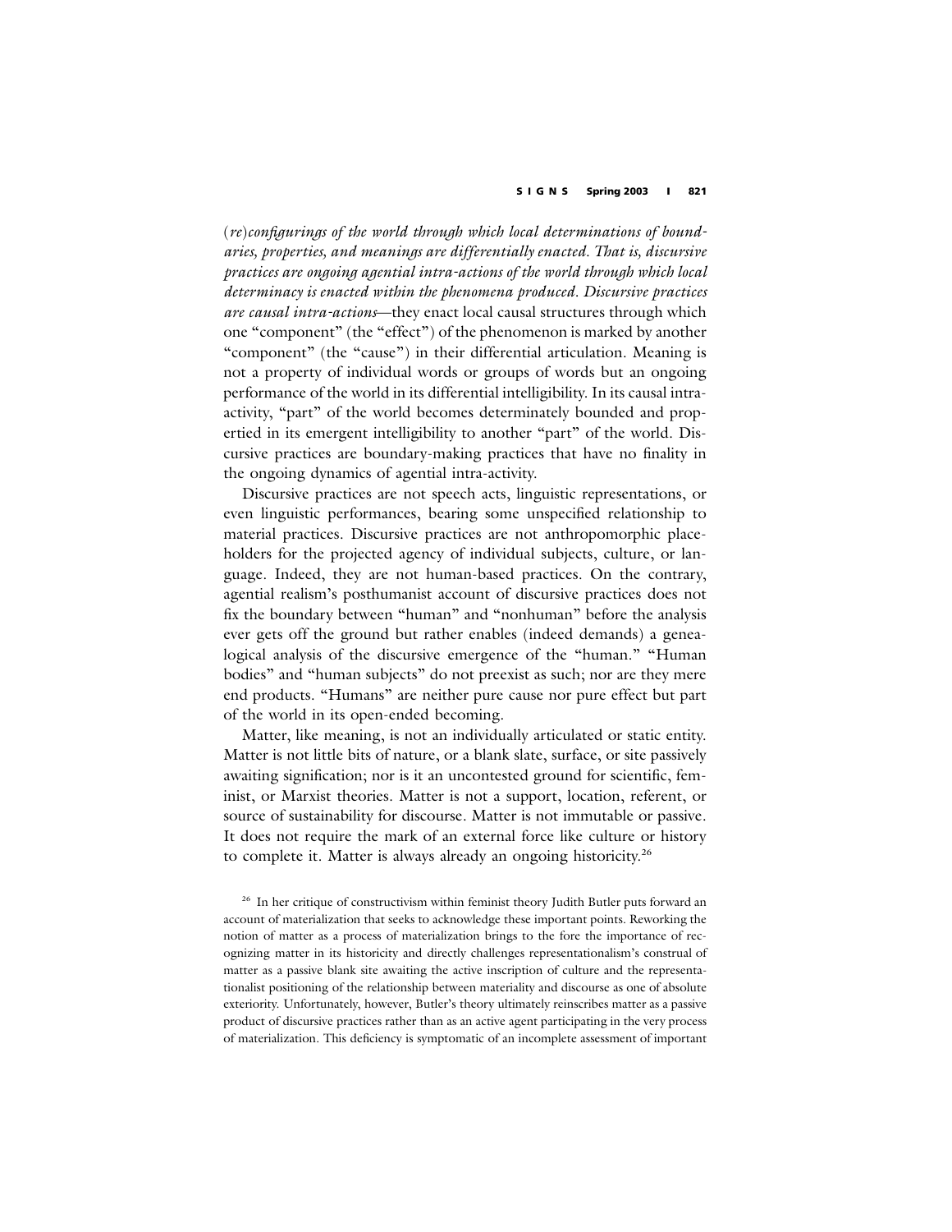*(re)configurings of the world through which local determinations of boundaries, properties, and meanings are differentially enacted. That is, discursive practices are ongoing agential intra-actions of the world through which local determinacy is enacted within the phenomena produced. Discursive practices are causal intra-actions*—they enact local causal structures through which one "component" (the "effect") of the phenomenon is marked by another "component" (the "cause") in their differential articulation. Meaning is not a property of individual words or groups of words but an ongoing performance of the world in its differential intelligibility. In its causal intra-activity, "part" of the world becomes determinately bounded and propertied in its emergent intelligibility to another "part" of the world. Discursive practices are boundary-making practices that have no finality in the ongoing dynamics of agential intra-activity.

Discursive practices are not speech acts, linguistic representations, or even linguistic performances, bearing some unspecified relationship to material practices. Discursive practices are not anthropomorphic placeholders for the projected agency of individual subjects, culture, or language. Indeed, they are not human-based practices. On the contrary, agential realism's posthumanist account of discursive practices does not fix the boundary between "human" and "nonhuman" before the analysis ever gets off the ground but rather enables (indeed demands) a genealogical analysis of the discursive emergence of the "human." "Human bodies" and "human subjects" do not preexist as such; nor are they mere end products. "Humans" are neither pure cause nor pure effect but part of the world in its open-ended becoming.

Matter, like meaning, is not an individually articulated or static entity. Matter is not little bits of nature, or a blank slate, surface, or site passively awaiting signification; nor is it an uncontested ground for scientific, feminist, or Marxist theories. Matter is not a support, location, referent, or source of sustainability for discourse. Matter is not immutable or passive. It does not require the mark of an external force like culture or history to complete it. Matter is always already an ongoing historicity.[26]

[26] In her critique of constructivism within feminist theory Judith Butler puts forward an account of materialization that seeks to acknowledge these important points. Reworking the notion of matter as a process of materialization brings to the fore the importance of recognizing matter in its historicity and directly challenges representationalism's construal of matter as a passive blank site awaiting the active inscription of culture and the representationalist positioning of the relationship between materiality and discourse as one of absolute exteriority. Unfortunately, however, Butler's theory ultimately reinscribes matter as a passive product of discursive practices rather than as an active agent participating in the very process of materialization. This deficiency is symptomatic of an incomplete assessment of important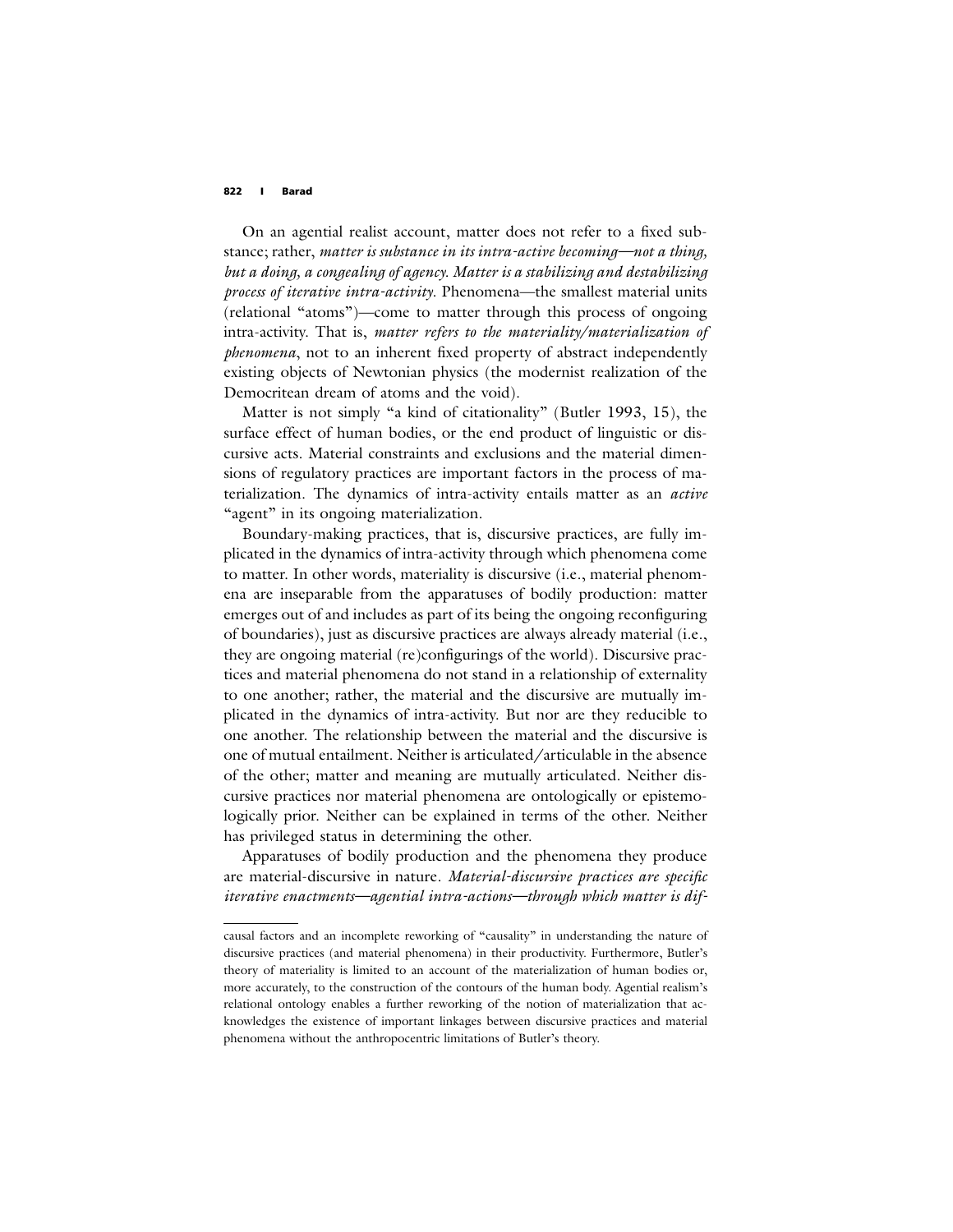On an agential realist account, matter does not refer to a fixed substance; rather, *matter is substance in its intra-active becoming—not a thing, but a doing, a congealing of agency. Matter is a stabilizing and destabilizing process of iterative intra-activity.* Phenomena—the smallest material units (relational "atoms")—come to matter through this process of ongoing intra-activity. That is, *matter refers to the materiality/materialization of phenomena*, not to an inherent fixed property of abstract independently existing objects of Newtonian physics (the modernist realization of the Democritean dream of atoms and the void).

Matter is not simply "a kind of citationality" (Butler 1993, 15), the surface effect of human bodies, or the end product of linguistic or discursive acts. Material constraints and exclusions and the material dimensions of regulatory practices are important factors in the process of materialization. The dynamics of intra-activity entails matter as an *active* "agent" in its ongoing materialization.

Boundary-making practices, that is, discursive practices, are fully implicated in the dynamics of intra-activity through which phenomena come to matter. In other words, materiality is discursive (i.e., material phenomena are inseparable from the apparatuses of bodily production: matter emerges out of and includes as part of its being the ongoing reconfiguring of boundaries), just as discursive practices are always already material (i.e., they are ongoing material (re)configurings of the world). Discursive practices and material phenomena do not stand in a relationship of externality to one another; rather, the material and the discursive are mutually implicated in the dynamics of intra-activity. But nor are they reducible to one another. The relationship between the material and the discursive is one of mutual entailment. Neither is articulated/articulable in the absence of the other; matter and meaning are mutually articulated. Neither discursive practices nor material phenomena are ontologically or epistemologically prior. Neither can be explained in terms of the other. Neither has privileged status in determining the other.

Apparatuses of bodily production and the phenomena they produce are material-discursive in nature. *Material-discursive practices are specific iterative enactments—agential intra-actions—through which matter is dif-*

---

causal factors and an incomplete reworking of "causality" in understanding the nature of discursive practices (and material phenomena) in their productivity. Furthermore, Butler's theory of materiality is limited to an account of the materialization of human bodies or, more accurately, to the construction of the contours of the human body. Agential realism's relational ontology enables a further reworking of the notion of materialization that acknowledges the existence of important linkages between discursive practices and material phenomena without the anthropocentric limitations of Butler's theory.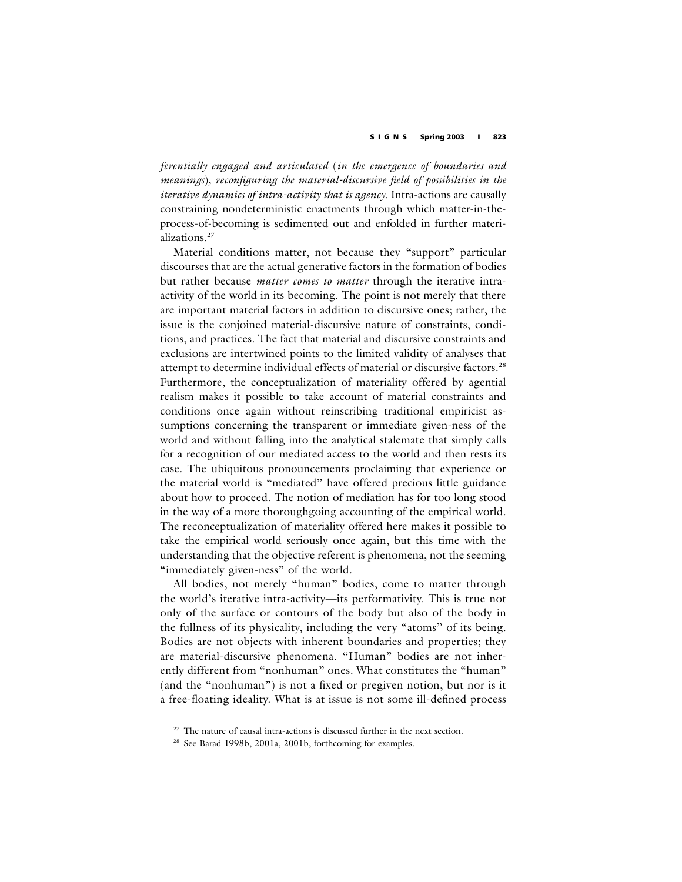*ferentially engaged and articulated* (*in the emergence of boundaries and meanings*), *reconfiguring the material-discursive field of possibilities in the iterative dynamics of intra-activity that is agency*. Intra-actions are causally constraining nondeterministic enactments through which matter-in-the-process-of-becoming is sedimented out and enfolded in further materializations.[27]

Material conditions matter, not because they "support" particular discourses that are the actual generative factors in the formation of bodies but rather because *matter comes to matter* through the iterative intra-activity of the world in its becoming. The point is not merely that there are important material factors in addition to discursive ones; rather, the issue is the conjoined material-discursive nature of constraints, conditions, and practices. The fact that material and discursive constraints and exclusions are intertwined points to the limited validity of analyses that attempt to determine individual effects of material or discursive factors.[28] Furthermore, the conceptualization of materiality offered by agential realism makes it possible to take account of material constraints and conditions once again without reinscribing traditional empiricist assumptions concerning the transparent or immediate given-ness of the world and without falling into the analytical stalemate that simply calls for a recognition of our mediated access to the world and then rests its case. The ubiquitous pronouncements proclaiming that experience or the material world is "mediated" have offered precious little guidance about how to proceed. The notion of mediation has for too long stood in the way of a more thoroughgoing accounting of the empirical world. The reconceptualization of materiality offered here makes it possible to take the empirical world seriously once again, but this time with the understanding that the objective referent is phenomena, not the seeming "immediately given-ness" of the world.

All bodies, not merely "human" bodies, come to matter through the world's iterative intra-activity—its performativity. This is true not only of the surface or contours of the body but also of the body in the fullness of its physicality, including the very "atoms" of its being. Bodies are not objects with inherent boundaries and properties; they are material-discursive phenomena. "Human" bodies are not inherently different from "nonhuman" ones. What constitutes the "human" (and the "nonhuman") is not a fixed or pregiven notion, but nor is it a free-floating ideality. What is at issue is not some ill-defined process

[27] The nature of causal intra-actions is discussed further in the next section.

[28] See Barad 1998b, 2001a, 2001b, forthcoming for examples.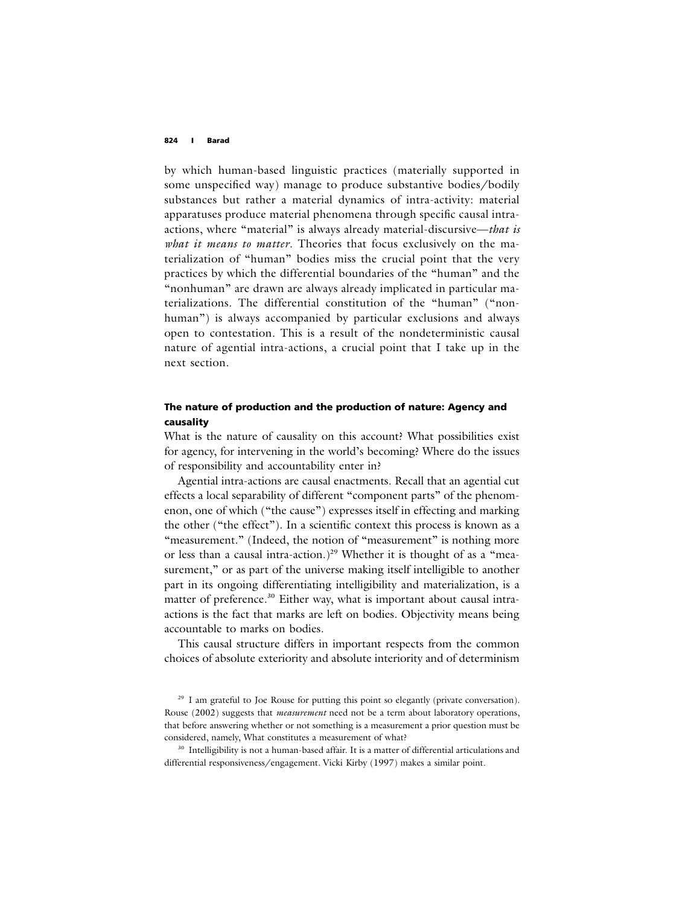by which human-based linguistic practices (materially supported in some unspecified way) manage to produce substantive bodies/bodily substances but rather a material dynamics of intra-activity: material apparatuses produce material phenomena through specific causal intra-actions, where "material" is always already material-discursive—*that is what it means to matter*. Theories that focus exclusively on the materialization of "human" bodies miss the crucial point that the very practices by which the differential boundaries of the "human" and the "nonhuman" are drawn are always already implicated in particular materializations. The differential constitution of the "human" ("nonhuman") is always accompanied by particular exclusions and always open to contestation. This is a result of the nondeterministic causal nature of agential intra-actions, a crucial point that I take up in the next section.

## The nature of production and the production of nature: Agency and causality

What is the nature of causality on this account? What possibilities exist for agency, for intervening in the world's becoming? Where do the issues of responsibility and accountability enter in?

Agential intra-actions are causal enactments. Recall that an agential cut effects a local separability of different "component parts" of the phenomenon, one of which ("the cause") expresses itself in effecting and marking the other ("the effect"). In a scientific context this process is known as a "measurement." (Indeed, the notion of "measurement" is nothing more or less than a causal intra-action.)[29] Whether it is thought of as a "measurement," or as part of the universe making itself intelligible to another part in its ongoing differentiating intelligibility and materialization, is a matter of preference.[30] Either way, what is important about causal intra-actions is the fact that marks are left on bodies. Objectivity means being accountable to marks on bodies.

This causal structure differs in important respects from the common choices of absolute exteriority and absolute interiority and of determinism

---

[29] I am grateful to Joe Rouse for putting this point so elegantly (private conversation). Rouse (2002) suggests that *measurement* need not be a term about laboratory operations, that before answering whether or not something is a measurement a prior question must be considered, namely, What constitutes a measurement of what?

[30] Intelligibility is not a human-based affair. It is a matter of differential articulations and differential responsiveness/engagement. Vicki Kirby (1997) makes a similar point.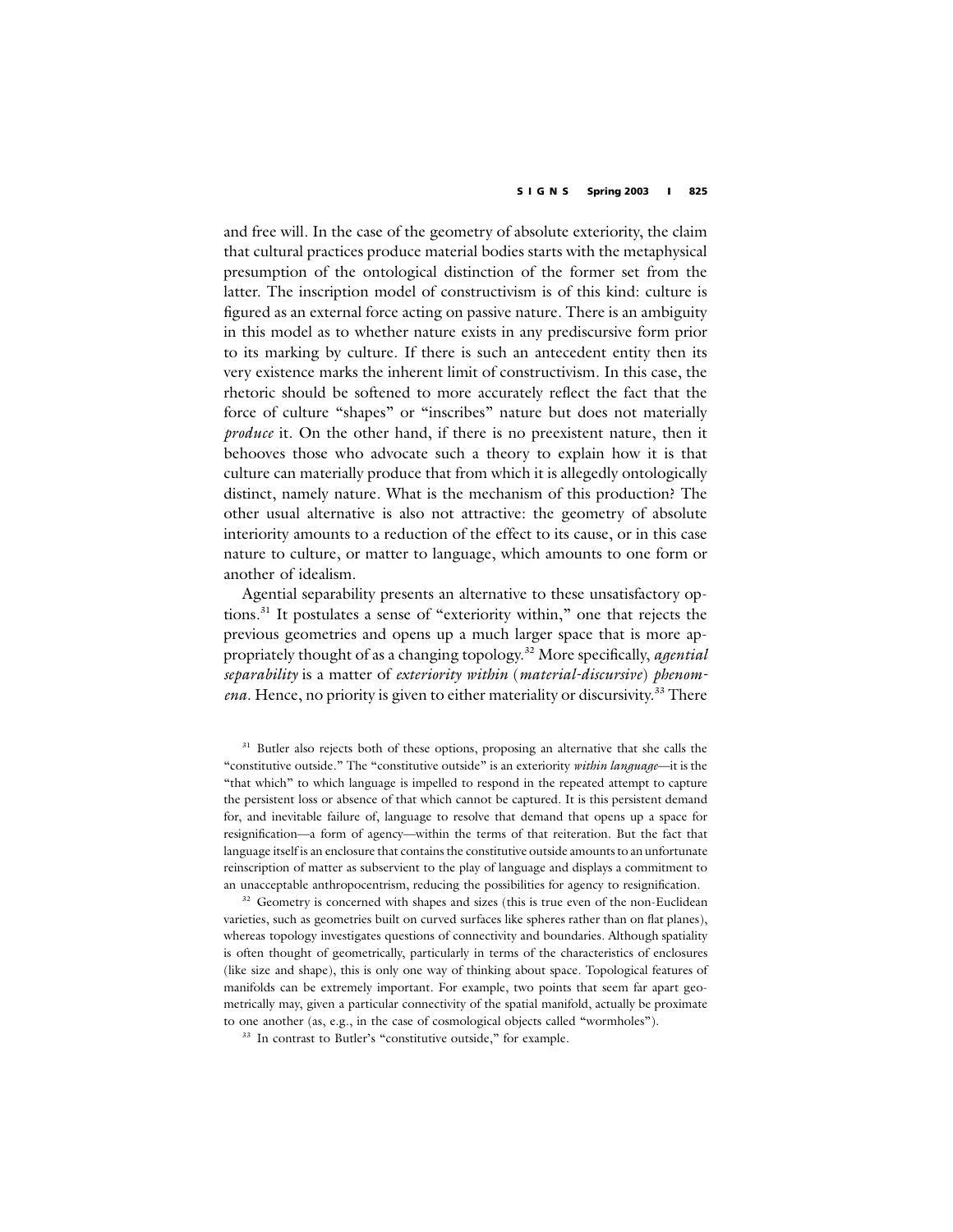and free will. In the case of the geometry of absolute exteriority, the claim that cultural practices produce material bodies starts with the metaphysical presumption of the ontological distinction of the former set from the latter. The inscription model of constructivism is of this kind: culture is figured as an external force acting on passive nature. There is an ambiguity in this model as to whether nature exists in any prediscursive form prior to its marking by culture. If there is such an antecedent entity then its very existence marks the inherent limit of constructivism. In this case, the rhetoric should be softened to more accurately reflect the fact that the force of culture "shapes" or "inscribes" nature but does not materially *produce* it. On the other hand, if there is no preexistent nature, then it behooves those who advocate such a theory to explain how it is that culture can materially produce that from which it is allegedly ontologically distinct, namely nature. What is the mechanism of this production? The other usual alternative is also not attractive: the geometry of absolute interiority amounts to a reduction of the effect to its cause, or in this case nature to culture, or matter to language, which amounts to one form or another of idealism.

Agential separability presents an alternative to these unsatisfactory options.[31] It postulates a sense of "exteriority within," one that rejects the previous geometries and opens up a much larger space that is more appropriately thought of as a changing topology.[32] More specifically, *agential separability* is a matter of *exteriority within* (*material-discursive*) *phenomena*. Hence, no priority is given to either materiality or discursivity.[33] There

[31] Butler also rejects both of these options, proposing an alternative that she calls the "constitutive outside." The "constitutive outside" is an exteriority *within language*—it is the "that which" to which language is impelled to respond in the repeated attempt to capture the persistent loss or absence of that which cannot be captured. It is this persistent demand for, and inevitable failure of, language to resolve that demand that opens up a space for resignification—a form of agency—within the terms of that reiteration. But the fact that language itself is an enclosure that contains the constitutive outside amounts to an unfortunate reinscription of matter as subservient to the play of language and displays a commitment to an unacceptable anthropocentrism, reducing the possibilities for agency to resignification.

[32] Geometry is concerned with shapes and sizes (this is true even of the non-Euclidean varieties, such as geometries built on curved surfaces like spheres rather than on flat planes), whereas topology investigates questions of connectivity and boundaries. Although spatiality is often thought of geometrically, particularly in terms of the characteristics of enclosures (like size and shape), this is only one way of thinking about space. Topological features of manifolds can be extremely important. For example, two points that seem far apart geometrically may, given a particular connectivity of the spatial manifold, actually be proximate to one another (as, e.g., in the case of cosmological objects called "wormholes").

[33] In contrast to Butler's "constitutive outside," for example.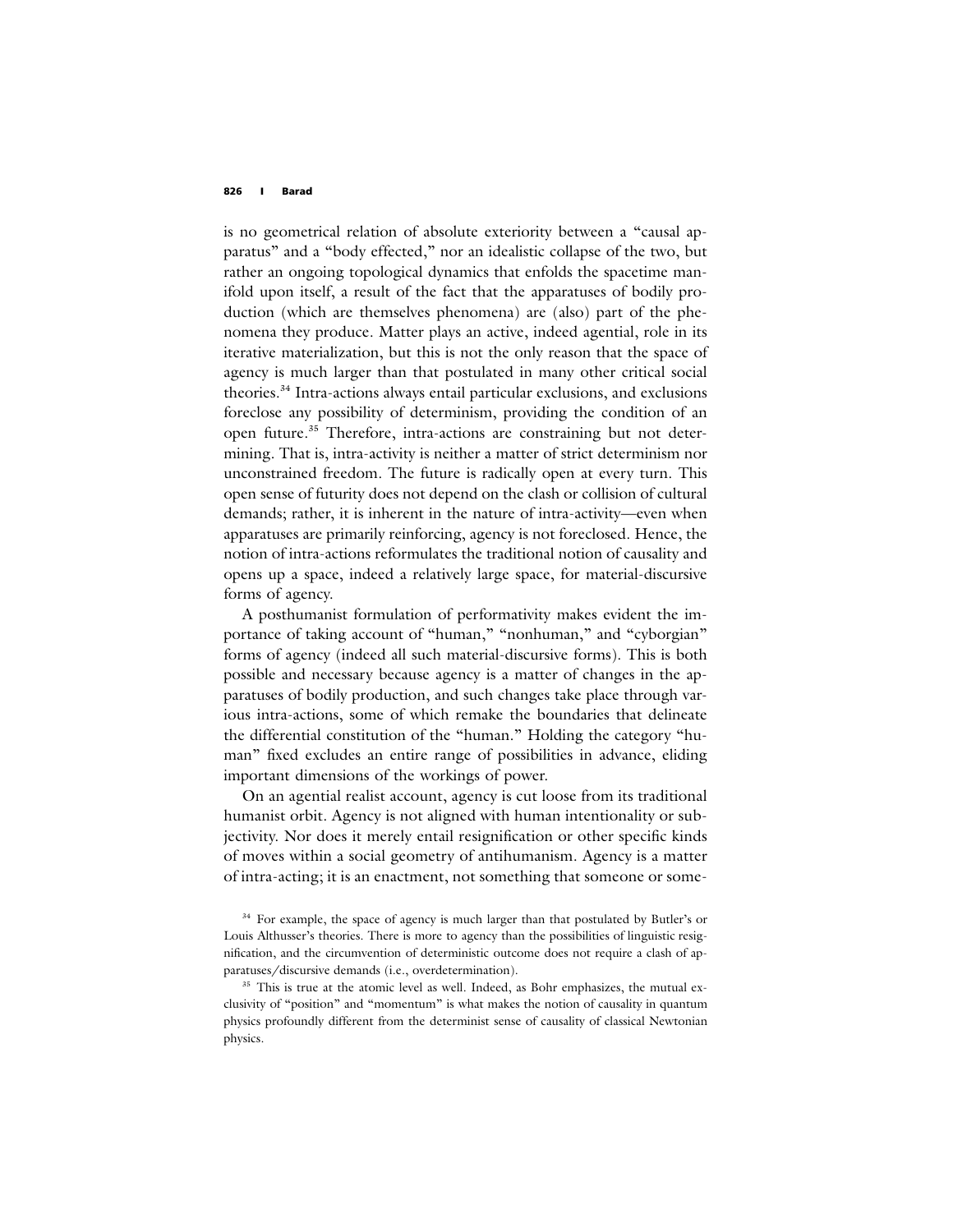is no geometrical relation of absolute exteriority between a "causal apparatus" and a "body effected," nor an idealistic collapse of the two, but rather an ongoing topological dynamics that enfolds the spacetime manifold upon itself, a result of the fact that the apparatuses of bodily production (which are themselves phenomena) are (also) part of the phenomena they produce. Matter plays an active, indeed agential, role in its iterative materialization, but this is not the only reason that the space of agency is much larger than that postulated in many other critical social theories.[34] Intra-actions always entail particular exclusions, and exclusions foreclose any possibility of determinism, providing the condition of an open future.[35] Therefore, intra-actions are constraining but not determining. That is, intra-activity is neither a matter of strict determinism nor unconstrained freedom. The future is radically open at every turn. This open sense of futurity does not depend on the clash or collision of cultural demands; rather, it is inherent in the nature of intra-activity—even when apparatuses are primarily reinforcing, agency is not foreclosed. Hence, the notion of intra-actions reformulates the traditional notion of causality and opens up a space, indeed a relatively large space, for material-discursive forms of agency.

A posthumanist formulation of performativity makes evident the importance of taking account of "human," "nonhuman," and "cyborgian" forms of agency (indeed all such material-discursive forms). This is both possible and necessary because agency is a matter of changes in the apparatuses of bodily production, and such changes take place through various intra-actions, some of which remake the boundaries that delineate the differential constitution of the "human." Holding the category "human" fixed excludes an entire range of possibilities in advance, eliding important dimensions of the workings of power.

On an agential realist account, agency is cut loose from its traditional humanist orbit. Agency is not aligned with human intentionality or subjectivity. Nor does it merely entail resignification or other specific kinds of moves within a social geometry of antihumanism. Agency is a matter of intra-acting; it is an enactment, not something that someone or some-

[34] For example, the space of agency is much larger than that postulated by Butler's or Louis Althusser's theories. There is more to agency than the possibilities of linguistic resignification, and the circumvention of deterministic outcome does not require a clash of apparatuses/discursive demands (i.e., overdetermination).

[35] This is true at the atomic level as well. Indeed, as Bohr emphasizes, the mutual exclusivity of "position" and "momentum" is what makes the notion of causality in quantum physics profoundly different from the determinist sense of causality of classical Newtonian physics.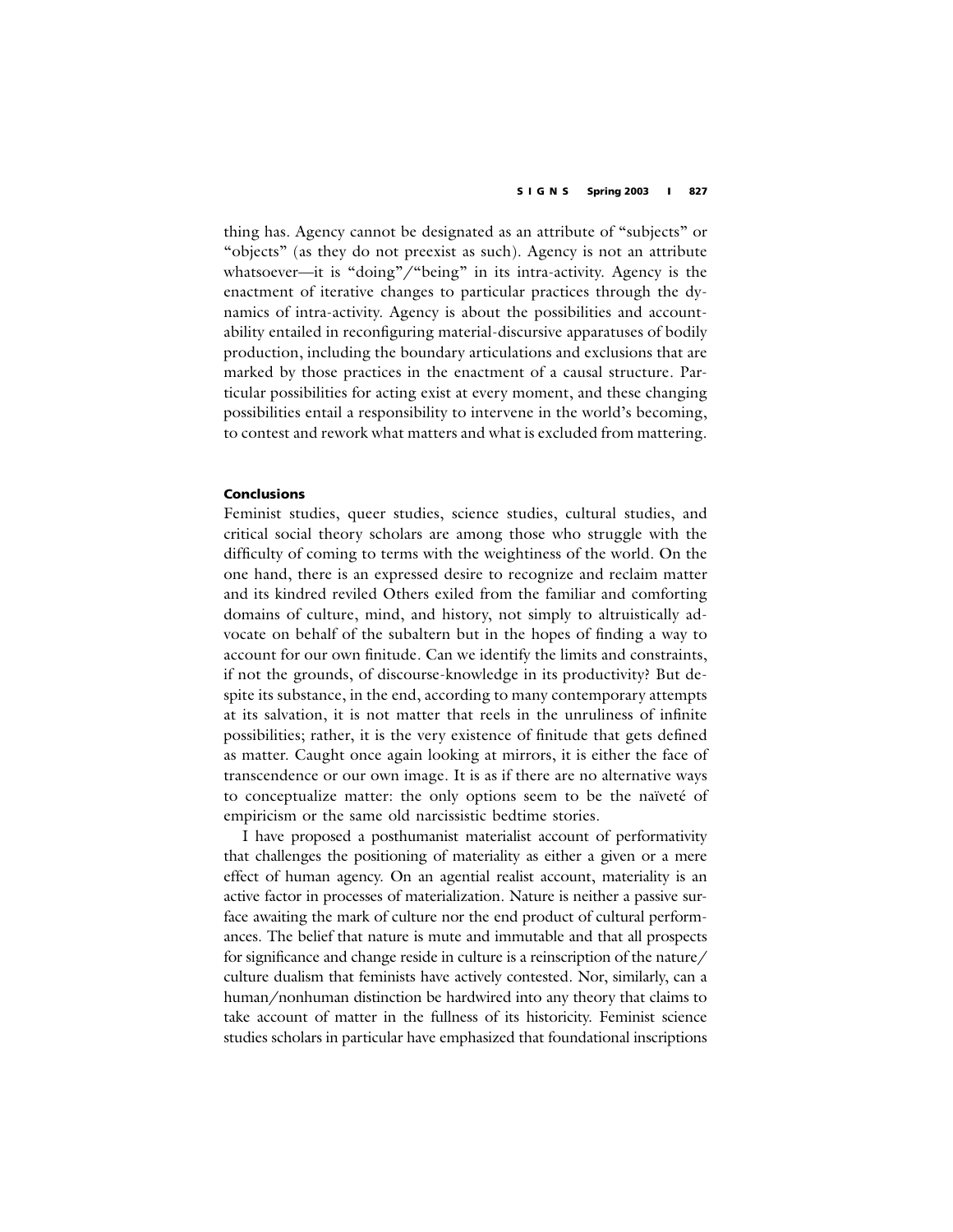thing has. Agency cannot be designated as an attribute of "subjects" or "objects" (as they do not preexist as such). Agency is not an attribute whatsoever—it is "doing"/"being" in its intra-activity. Agency is the enactment of iterative changes to particular practices through the dynamics of intra-activity. Agency is about the possibilities and accountability entailed in reconfiguring material-discursive apparatuses of bodily production, including the boundary articulations and exclusions that are marked by those practices in the enactment of a causal structure. Particular possibilities for acting exist at every moment, and these changing possibilities entail a responsibility to intervene in the world's becoming, to contest and rework what matters and what is excluded from mattering.

## Conclusions

Feminist studies, queer studies, science studies, cultural studies, and critical social theory scholars are among those who struggle with the difficulty of coming to terms with the weightiness of the world. On the one hand, there is an expressed desire to recognize and reclaim matter and its kindred reviled Others exiled from the familiar and comforting domains of culture, mind, and history, not simply to altruistically advocate on behalf of the subaltern but in the hopes of finding a way to account for our own finitude. Can we identify the limits and constraints, if not the grounds, of discourse-knowledge in its productivity? But despite its substance, in the end, according to many contemporary attempts at its salvation, it is not matter that reels in the unruliness of infinite possibilities; rather, it is the very existence of finitude that gets defined as matter. Caught once again looking at mirrors, it is either the face of transcendence or our own image. It is as if there are no alternative ways to conceptualize matter: the only options seem to be the naïveté of empiricism or the same old narcissistic bedtime stories.

I have proposed a posthumanist materialist account of performativity that challenges the positioning of materiality as either a given or a mere effect of human agency. On an agential realist account, materiality is an active factor in processes of materialization. Nature is neither a passive surface awaiting the mark of culture nor the end product of cultural performances. The belief that nature is mute and immutable and that all prospects for significance and change reside in culture is a reinscription of the nature/culture dualism that feminists have actively contested. Nor, similarly, can a human/nonhuman distinction be hardwired into any theory that claims to take account of matter in the fullness of its historicity. Feminist science studies scholars in particular have emphasized that foundational inscriptions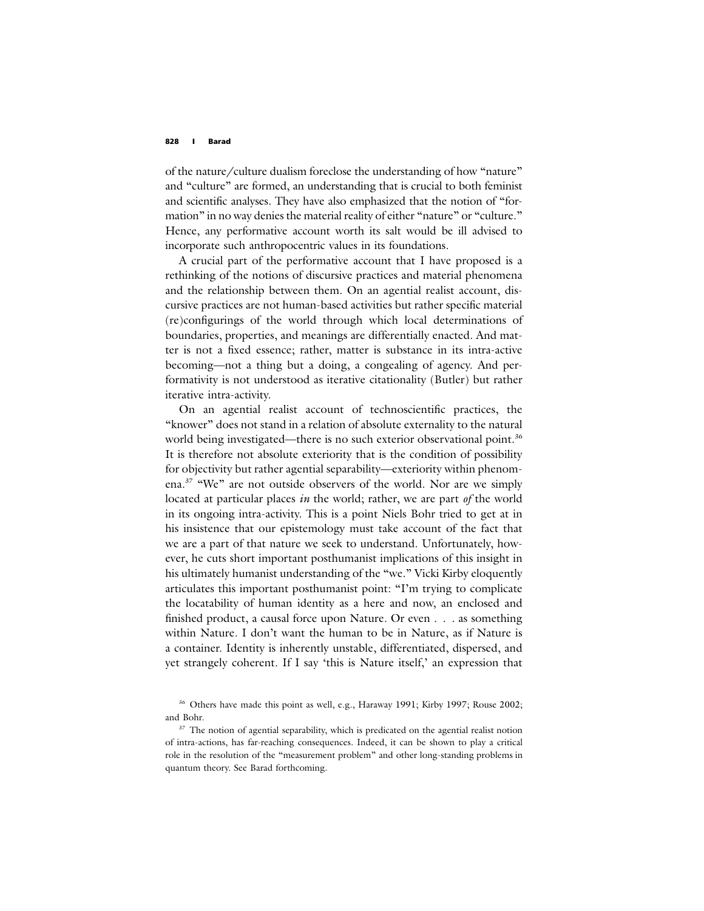of the nature/culture dualism foreclose the understanding of how "nature" and "culture" are formed, an understanding that is crucial to both feminist and scientific analyses. They have also emphasized that the notion of "formation" in no way denies the material reality of either "nature" or "culture." Hence, any performative account worth its salt would be ill advised to incorporate such anthropocentric values in its foundations.

A crucial part of the performative account that I have proposed is a rethinking of the notions of discursive practices and material phenomena and the relationship between them. On an agential realist account, discursive practices are not human-based activities but rather specific material (re)configurings of the world through which local determinations of boundaries, properties, and meanings are differentially enacted. And matter is not a fixed essence; rather, matter is substance in its intra-active becoming—not a thing but a doing, a congealing of agency. And performativity is not understood as iterative citationality (Butler) but rather iterative intra-activity.

On an agential realist account of technoscientific practices, the "knower" does not stand in a relation of absolute externality to the natural world being investigated—there is no such exterior observational point.[36] It is therefore not absolute exteriority that is the condition of possibility for objectivity but rather agential separability—exteriority within phenomena.[37] "We" are not outside observers of the world. Nor are we simply located at particular places *in* the world; rather, we are part *of* the world in its ongoing intra-activity. This is a point Niels Bohr tried to get at in his insistence that our epistemology must take account of the fact that we are a part of that nature we seek to understand. Unfortunately, however, he cuts short important posthumanist implications of this insight in his ultimately humanist understanding of the "we." Vicki Kirby eloquently articulates this important posthumanist point: "I'm trying to complicate the locatability of human identity as a here and now, an enclosed and finished product, a causal force upon Nature. Or even . . . as something within Nature. I don't want the human to be in Nature, as if Nature is a container. Identity is inherently unstable, differentiated, dispersed, and yet strangely coherent. If I say 'this is Nature itself,' an expression that

[36] Others have made this point as well, e.g., Haraway 1991; Kirby 1997; Rouse 2002; and Bohr.

[37] The notion of agential separability, which is predicated on the agential realist notion of intra-actions, has far-reaching consequences. Indeed, it can be shown to play a critical role in the resolution of the "measurement problem" and other long-standing problems in quantum theory. See Barad forthcoming.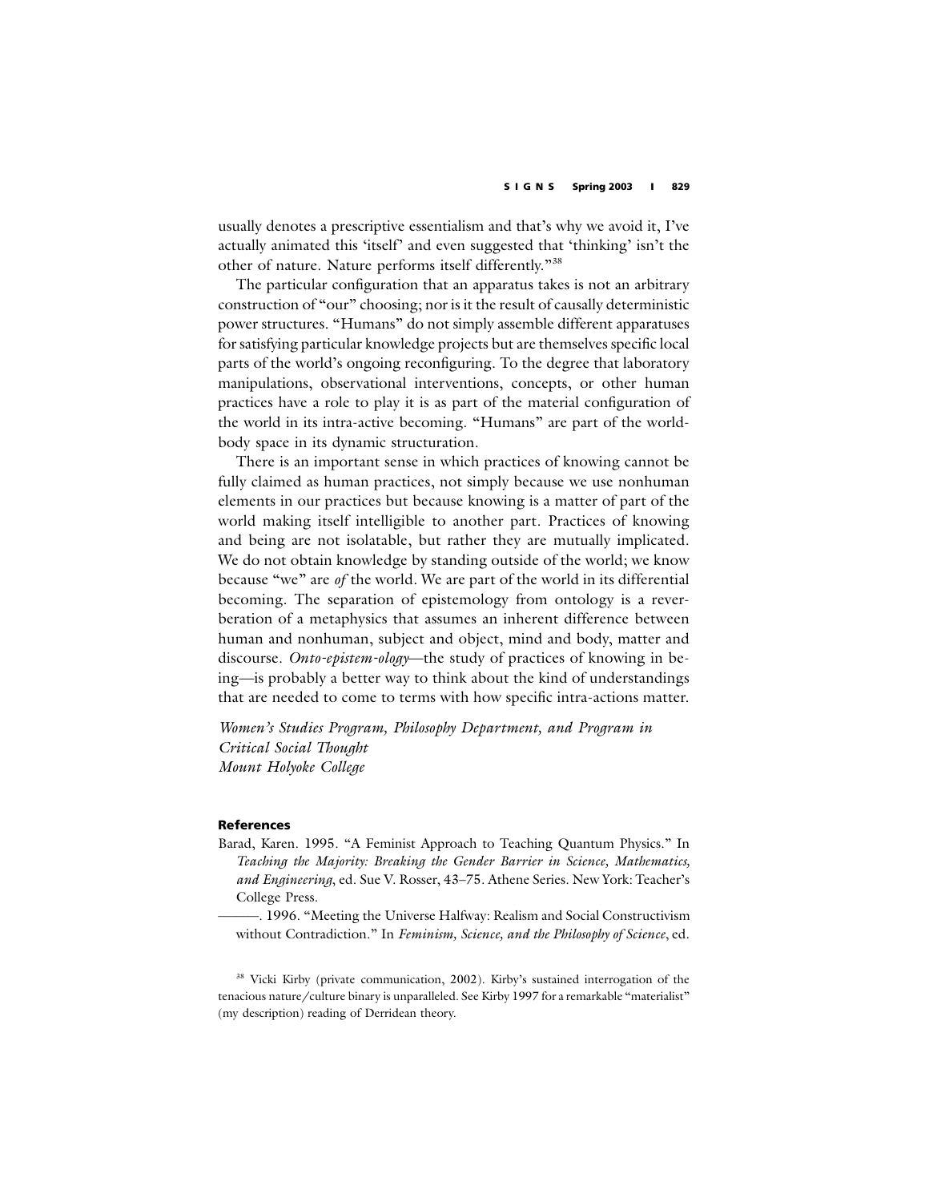usually denotes a prescriptive essentialism and that's why we avoid it, I've actually animated this 'itself' and even suggested that 'thinking' isn't the other of nature. Nature performs itself differently."[38]

The particular configuration that an apparatus takes is not an arbitrary construction of "our" choosing; nor is it the result of causally deterministic power structures. "Humans" do not simply assemble different apparatuses for satisfying particular knowledge projects but are themselves specific local parts of the world's ongoing reconfiguring. To the degree that laboratory manipulations, observational interventions, concepts, or other human practices have a role to play it is as part of the material configuration of the world in its intra-active becoming. "Humans" are part of the world-body space in its dynamic structuration.

There is an important sense in which practices of knowing cannot be fully claimed as human practices, not simply because we use nonhuman elements in our practices but because knowing is a matter of part of the world making itself intelligible to another part. Practices of knowing and being are not isolatable, but rather they are mutually implicated. We do not obtain knowledge by standing outside of the world; we know because "we" are *of* the world. We are part of the world in its differential becoming. The separation of epistemology from ontology is a reverberation of a metaphysics that assumes an inherent difference between human and nonhuman, subject and object, mind and body, matter and discourse. *Onto-epistem-ology*—the study of practices of knowing in being—is probably a better way to think about the kind of understandings that are needed to come to terms with how specific intra-actions matter.

*Women's Studies Program, Philosophy Department, and Program in Critical Social Thought*
*Mount Holyoke College*

## References

Barad, Karen. 1995. "A Feminist Approach to Teaching Quantum Physics." In *Teaching the Majority: Breaking the Gender Barrier in Science, Mathematics, and Engineering*, ed. Sue V. Rosser, 43–75. Athene Series. New York: Teacher's College Press.

———. 1996. "Meeting the Universe Halfway: Realism and Social Constructivism without Contradiction." In *Feminism, Science, and the Philosophy of Science*, ed.

[38] Vicki Kirby (private communication, 2002). Kirby's sustained interrogation of the tenacious nature/culture binary is unparalleled. See Kirby 1997 for a remarkable "materialist" (my description) reading of Derridean theory.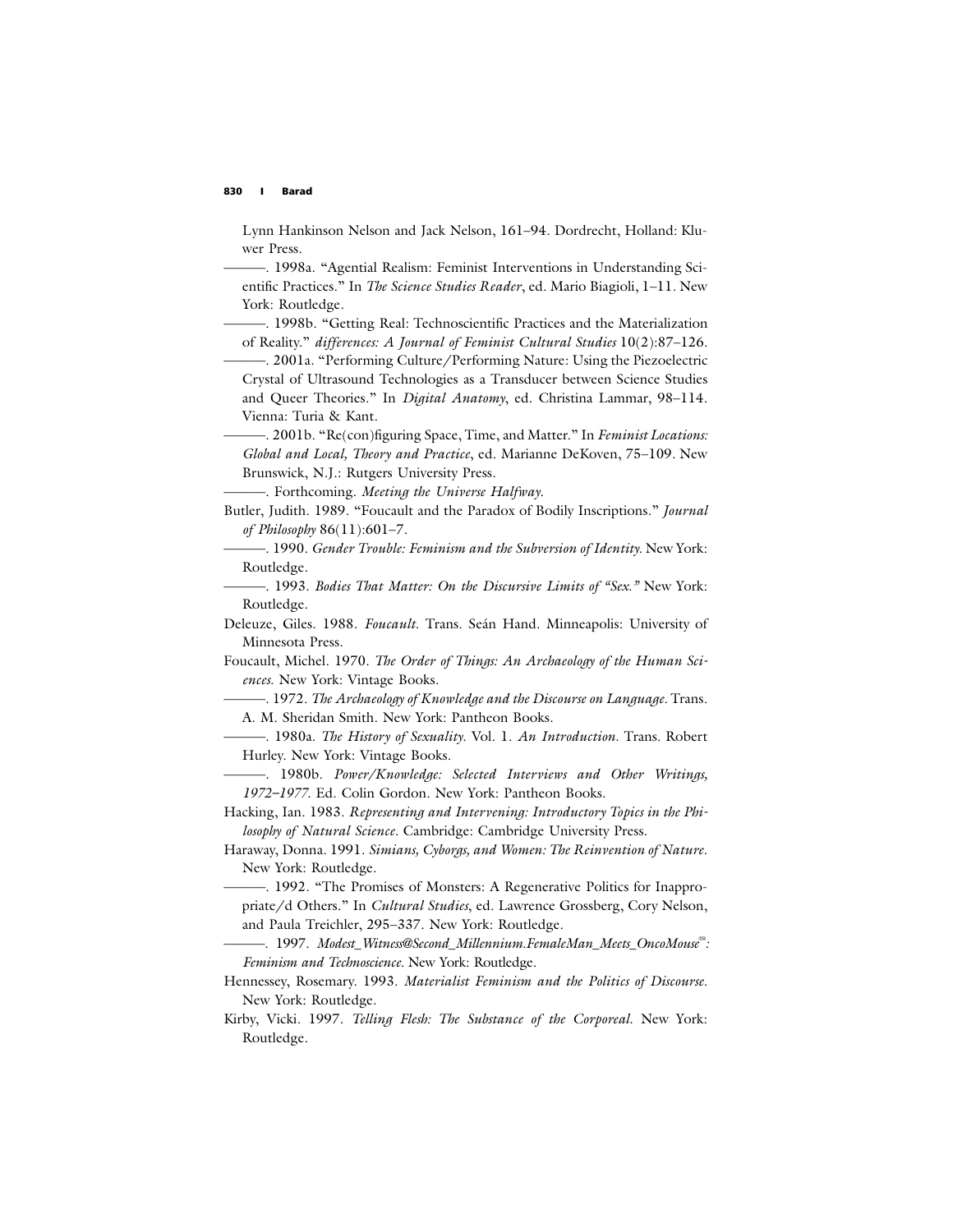Lynn Hankinson Nelson and Jack Nelson, 161–94. Dordrecht, Holland: Kluwer Press.

———. 1998a. "Agential Realism: Feminist Interventions in Understanding Scientific Practices." In *The Science Studies Reader*, ed. Mario Biagioli, 1–11. New York: Routledge.

———. 1998b. "Getting Real: Technoscientific Practices and the Materialization of Reality." *differences: A Journal of Feminist Cultural Studies* 10(2):87–126.

———. 2001a. "Performing Culture/Performing Nature: Using the Piezoelectric Crystal of Ultrasound Technologies as a Transducer between Science Studies and Queer Theories." In *Digital Anatomy*, ed. Christina Lammar, 98–114. Vienna: Turia & Kant.

———. 2001b. "Re(con)figuring Space, Time, and Matter." In *Feminist Locations: Global and Local, Theory and Practice*, ed. Marianne DeKoven, 75–109. New Brunswick, N.J.: Rutgers University Press.

———. Forthcoming. *Meeting the Universe Halfway*.

Butler, Judith. 1989. "Foucault and the Paradox of Bodily Inscriptions." *Journal of Philosophy* 86(11):601–7.

———. 1990. *Gender Trouble: Feminism and the Subversion of Identity.* New York: Routledge.

———. 1993. *Bodies That Matter: On the Discursive Limits of "Sex."* New York: Routledge.

Deleuze, Giles. 1988. *Foucault*. Trans. Seán Hand. Minneapolis: University of Minnesota Press.

Foucault, Michel. 1970. *The Order of Things: An Archaeology of the Human Sciences.* New York: Vintage Books.

———. 1972. *The Archaeology of Knowledge and the Discourse on Language*. Trans. A. M. Sheridan Smith. New York: Pantheon Books.

———. 1980a. *The History of Sexuality.* Vol. 1. *An Introduction*. Trans. Robert Hurley. New York: Vintage Books.

———. 1980b. *Power/Knowledge: Selected Interviews and Other Writings, 1972–1977*. Ed. Colin Gordon. New York: Pantheon Books.

Hacking, Ian. 1983. *Representing and Intervening: Introductory Topics in the Philosophy of Natural Science.* Cambridge: Cambridge University Press.

Haraway, Donna. 1991. *Simians, Cyborgs, and Women: The Reinvention of Nature*. New York: Routledge.

———. 1992. "The Promises of Monsters: A Regenerative Politics for Inappropriate/d Others." In *Cultural Studies*, ed. Lawrence Grossberg, Cory Nelson, and Paula Treichler, 295–337. New York: Routledge.

———. 1997. *Modest_Witness@Second_Millennium.FemaleMan_Meets_OncoMouse©: Feminism and Technoscience.* New York: Routledge.

Hennessey, Rosemary. 1993. *Materialist Feminism and the Politics of Discourse*. New York: Routledge.

Kirby, Vicki. 1997. *Telling Flesh: The Substance of the Corporeal.* New York: Routledge.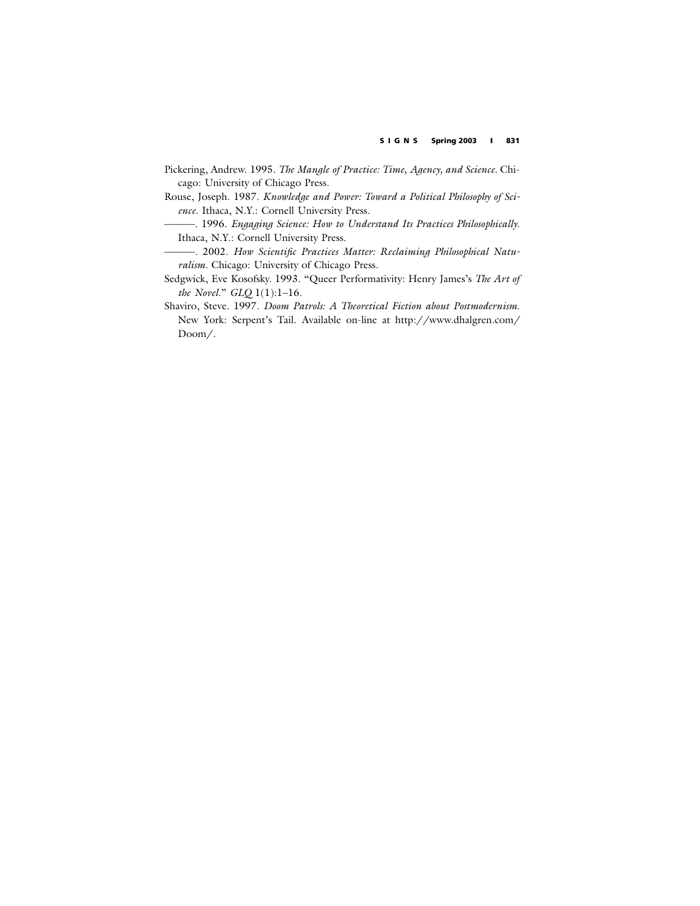Pickering, Andrew. 1995. *The Mangle of Practice: Time, Agency, and Science*. Chicago: University of Chicago Press.

Rouse, Joseph. 1987. *Knowledge and Power: Toward a Political Philosophy of Science*. Ithaca, N.Y.: Cornell University Press.

———. 1996. *Engaging Science: How to Understand Its Practices Philosophically*. Ithaca, N.Y.: Cornell University Press.

———. 2002. *How Scientific Practices Matter: Reclaiming Philosophical Naturalism*. Chicago: University of Chicago Press.

Sedgwick, Eve Kosofsky. 1993. "Queer Performativity: Henry James's *The Art of the Novel*." *GLQ* 1(1):1–16.

Shaviro, Steve. 1997. *Doom Patrols: A Theoretical Fiction about Postmodernism*. New York: Serpent's Tail. Available on-line at http://www.dhalgren.com/Doom/.